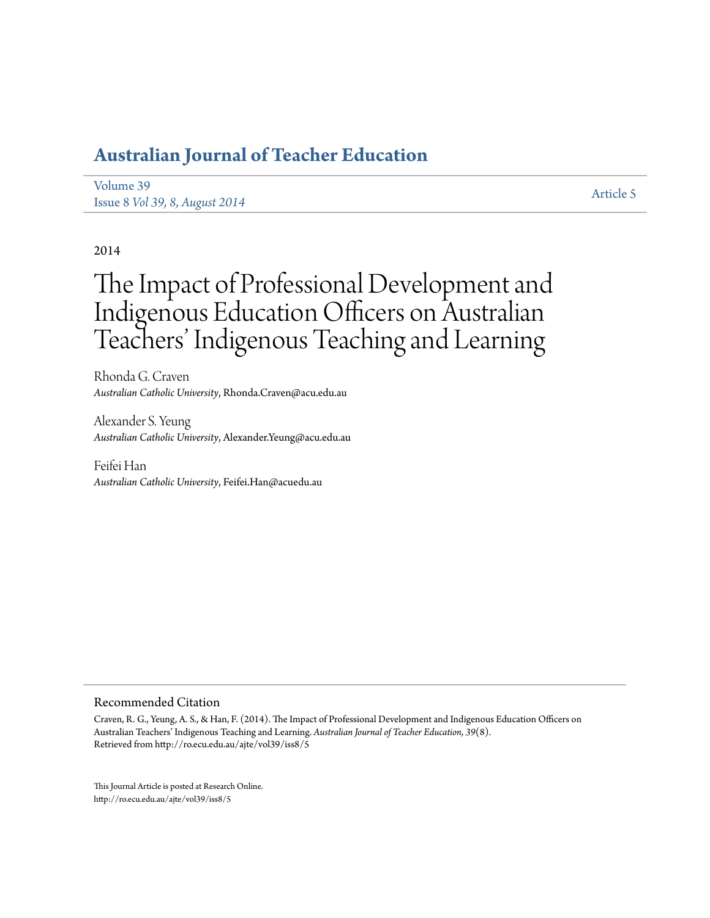# Australian Journal of Teacher Education

Volume 39
Issue 8 *Vol 39, 8, August 2014*

Article 5

2014

# The Impact of Professional Development and Indigenous Education Officers on Australian Teachers' Indigenous Teaching and Learning

Rhonda G. Craven
*Australian Catholic University*, Rhonda.Craven@acu.edu.au

Alexander S. Yeung
*Australian Catholic University*, Alexander.Yeung@acu.edu.au

Feifei Han
*Australian Catholic University*, Feifei.Han@acuedu.au

## Recommended Citation

Craven, R. G., Yeung, A. S., & Han, F. (2014). The Impact of Professional Development and Indigenous Education Officers on Australian Teachers' Indigenous Teaching and Learning. *Australian Journal of Teacher Education, 39*(8).
Retrieved from http://ro.ecu.edu.au/ajte/vol39/iss8/5

This Journal Article is posted at Research Online.
http://ro.ecu.edu.au/ajte/vol39/iss8/5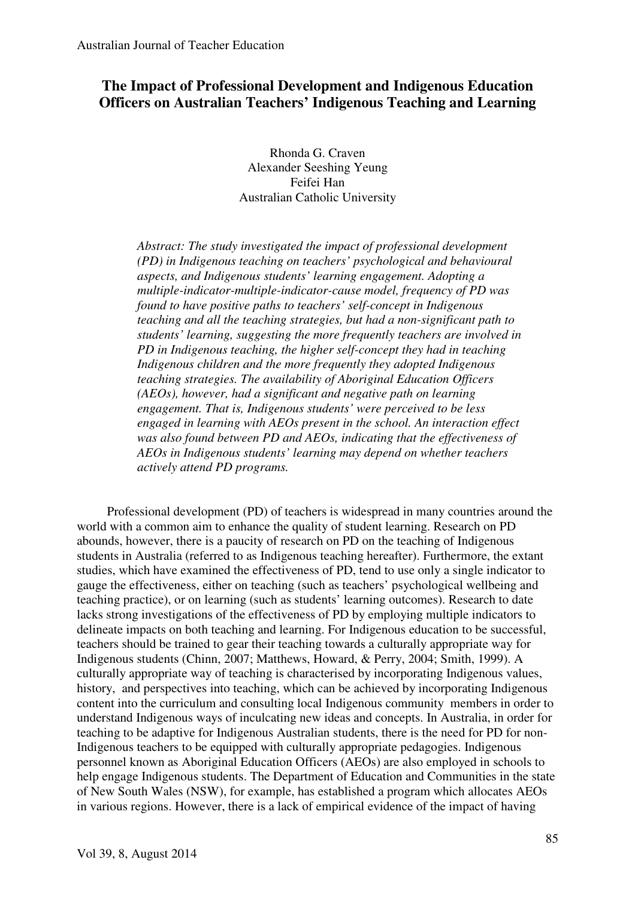# The Impact of Professional Development and Indigenous Education Officers on Australian Teachers' Indigenous Teaching and Learning

Rhonda G. Craven
Alexander Seeshing Yeung
Feifei Han
Australian Catholic University

*Abstract: The study investigated the impact of professional development (PD) in Indigenous teaching on teachers' psychological and behavioural aspects, and Indigenous students' learning engagement. Adopting a multiple-indicator-multiple-indicator-cause model, frequency of PD was found to have positive paths to teachers' self-concept in Indigenous teaching and all the teaching strategies, but had a non-significant path to students' learning, suggesting the more frequently teachers are involved in PD in Indigenous teaching, the higher self-concept they had in teaching Indigenous children and the more frequently they adopted Indigenous teaching strategies. The availability of Aboriginal Education Officers (AEOs), however, had a significant and negative path on learning engagement. That is, Indigenous students' were perceived to be less engaged in learning with AEOs present in the school. An interaction effect was also found between PD and AEOs, indicating that the effectiveness of AEOs in Indigenous students' learning may depend on whether teachers actively attend PD programs.*

Professional development (PD) of teachers is widespread in many countries around the world with a common aim to enhance the quality of student learning. Research on PD abounds, however, there is a paucity of research on PD on the teaching of Indigenous students in Australia (referred to as Indigenous teaching hereafter). Furthermore, the extant studies, which have examined the effectiveness of PD, tend to use only a single indicator to gauge the effectiveness, either on teaching (such as teachers' psychological wellbeing and teaching practice), or on learning (such as students' learning outcomes). Research to date lacks strong investigations of the effectiveness of PD by employing multiple indicators to delineate impacts on both teaching and learning. For Indigenous education to be successful, teachers should be trained to gear their teaching towards a culturally appropriate way for Indigenous students (Chinn, 2007; Matthews, Howard, & Perry, 2004; Smith, 1999). A culturally appropriate way of teaching is characterised by incorporating Indigenous values, history, and perspectives into teaching, which can be achieved by incorporating Indigenous content into the curriculum and consulting local Indigenous community members in order to understand Indigenous ways of inculcating new ideas and concepts. In Australia, in order for teaching to be adaptive for Indigenous Australian students, there is the need for PD for non-Indigenous teachers to be equipped with culturally appropriate pedagogies. Indigenous personnel known as Aboriginal Education Officers (AEOs) are also employed in schools to help engage Indigenous students. The Department of Education and Communities in the state of New South Wales (NSW), for example, has established a program which allocates AEOs in various regions. However, there is a lack of empirical evidence of the impact of having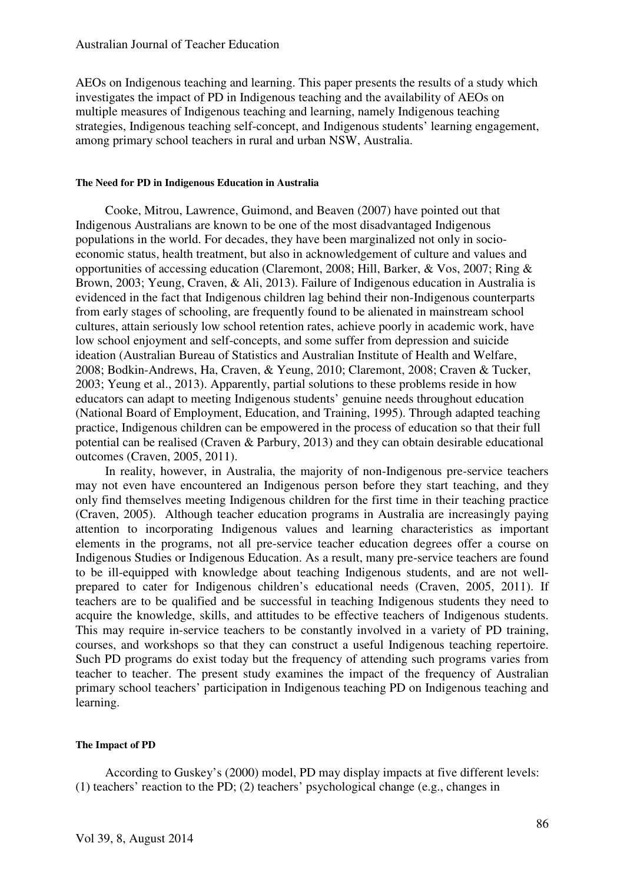AEOs on Indigenous teaching and learning. This paper presents the results of a study which investigates the impact of PD in Indigenous teaching and the availability of AEOs on multiple measures of Indigenous teaching and learning, namely Indigenous teaching strategies, Indigenous teaching self-concept, and Indigenous students' learning engagement, among primary school teachers in rural and urban NSW, Australia.

#### The Need for PD in Indigenous Education in Australia

Cooke, Mitrou, Lawrence, Guimond, and Beaven (2007) have pointed out that Indigenous Australians are known to be one of the most disadvantaged Indigenous populations in the world. For decades, they have been marginalized not only in socio-economic status, health treatment, but also in acknowledgement of culture and values and opportunities of accessing education (Claremont, 2008; Hill, Barker, & Vos, 2007; Ring & Brown, 2003; Yeung, Craven, & Ali, 2013). Failure of Indigenous education in Australia is evidenced in the fact that Indigenous children lag behind their non-Indigenous counterparts from early stages of schooling, are frequently found to be alienated in mainstream school cultures, attain seriously low school retention rates, achieve poorly in academic work, have low school enjoyment and self-concepts, and some suffer from depression and suicide ideation (Australian Bureau of Statistics and Australian Institute of Health and Welfare, 2008; Bodkin-Andrews, Ha, Craven, & Yeung, 2010; Claremont, 2008; Craven & Tucker, 2003; Yeung et al., 2013). Apparently, partial solutions to these problems reside in how educators can adapt to meeting Indigenous students' genuine needs throughout education (National Board of Employment, Education, and Training, 1995). Through adapted teaching practice, Indigenous children can be empowered in the process of education so that their full potential can be realised (Craven & Parbury, 2013) and they can obtain desirable educational outcomes (Craven, 2005, 2011).

In reality, however, in Australia, the majority of non-Indigenous pre-service teachers may not even have encountered an Indigenous person before they start teaching, and they only find themselves meeting Indigenous children for the first time in their teaching practice (Craven, 2005). Although teacher education programs in Australia are increasingly paying attention to incorporating Indigenous values and learning characteristics as important elements in the programs, not all pre-service teacher education degrees offer a course on Indigenous Studies or Indigenous Education. As a result, many pre-service teachers are found to be ill-equipped with knowledge about teaching Indigenous students, and are not well-prepared to cater for Indigenous children's educational needs (Craven, 2005, 2011). If teachers are to be qualified and be successful in teaching Indigenous students they need to acquire the knowledge, skills, and attitudes to be effective teachers of Indigenous students. This may require in-service teachers to be constantly involved in a variety of PD training, courses, and workshops so that they can construct a useful Indigenous teaching repertoire. Such PD programs do exist today but the frequency of attending such programs varies from teacher to teacher. The present study examines the impact of the frequency of Australian primary school teachers' participation in Indigenous teaching PD on Indigenous teaching and learning.

#### The Impact of PD

According to Guskey's (2000) model, PD may display impacts at five different levels: (1) teachers' reaction to the PD; (2) teachers' psychological change (e.g., changes in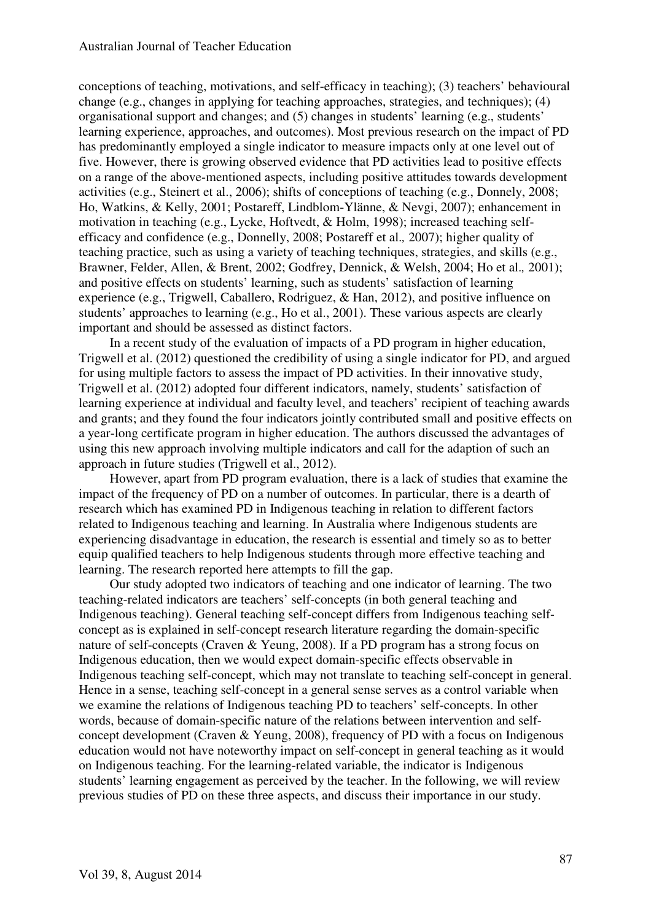conceptions of teaching, motivations, and self-efficacy in teaching); (3) teachers' behavioural change (e.g., changes in applying for teaching approaches, strategies, and techniques); (4) organisational support and changes; and (5) changes in students' learning (e.g., students' learning experience, approaches, and outcomes). Most previous research on the impact of PD has predominantly employed a single indicator to measure impacts only at one level out of five. However, there is growing observed evidence that PD activities lead to positive effects on a range of the above-mentioned aspects, including positive attitudes towards development activities (e.g., Steinert et al., 2006); shifts of conceptions of teaching (e.g., Donnely, 2008; Ho, Watkins, & Kelly, 2001; Postareff, Lindblom-Ylänne, & Nevgi, 2007); enhancement in motivation in teaching (e.g., Lycke, Hoftvedt, & Holm, 1998); increased teaching self-efficacy and confidence (e.g., Donnelly, 2008; Postareff et al., 2007); higher quality of teaching practice, such as using a variety of teaching techniques, strategies, and skills (e.g., Brawner, Felder, Allen, & Brent, 2002; Godfrey, Dennick, & Welsh, 2004; Ho et al., 2001); and positive effects on students' learning, such as students' satisfaction of learning experience (e.g., Trigwell, Caballero, Rodriguez, & Han, 2012), and positive influence on students' approaches to learning (e.g., Ho et al., 2001). These various aspects are clearly important and should be assessed as distinct factors.

In a recent study of the evaluation of impacts of a PD program in higher education, Trigwell et al. (2012) questioned the credibility of using a single indicator for PD, and argued for using multiple factors to assess the impact of PD activities. In their innovative study, Trigwell et al. (2012) adopted four different indicators, namely, students' satisfaction of learning experience at individual and faculty level, and teachers' recipient of teaching awards and grants; and they found the four indicators jointly contributed small and positive effects on a year-long certificate program in higher education. The authors discussed the advantages of using this new approach involving multiple indicators and call for the adaption of such an approach in future studies (Trigwell et al., 2012).

However, apart from PD program evaluation, there is a lack of studies that examine the impact of the frequency of PD on a number of outcomes. In particular, there is a dearth of research which has examined PD in Indigenous teaching in relation to different factors related to Indigenous teaching and learning. In Australia where Indigenous students are experiencing disadvantage in education, the research is essential and timely so as to better equip qualified teachers to help Indigenous students through more effective teaching and learning. The research reported here attempts to fill the gap.

Our study adopted two indicators of teaching and one indicator of learning. The two teaching-related indicators are teachers' self-concepts (in both general teaching and Indigenous teaching). General teaching self-concept differs from Indigenous teaching self-concept as is explained in self-concept research literature regarding the domain-specific nature of self-concepts (Craven & Yeung, 2008). If a PD program has a strong focus on Indigenous education, then we would expect domain-specific effects observable in Indigenous teaching self-concept, which may not translate to teaching self-concept in general. Hence in a sense, teaching self-concept in a general sense serves as a control variable when we examine the relations of Indigenous teaching PD to teachers' self-concepts. In other words, because of domain-specific nature of the relations between intervention and self-concept development (Craven & Yeung, 2008), frequency of PD with a focus on Indigenous education would not have noteworthy impact on self-concept in general teaching as it would on Indigenous teaching. For the learning-related variable, the indicator is Indigenous students' learning engagement as perceived by the teacher. In the following, we will review previous studies of PD on these three aspects, and discuss their importance in our study.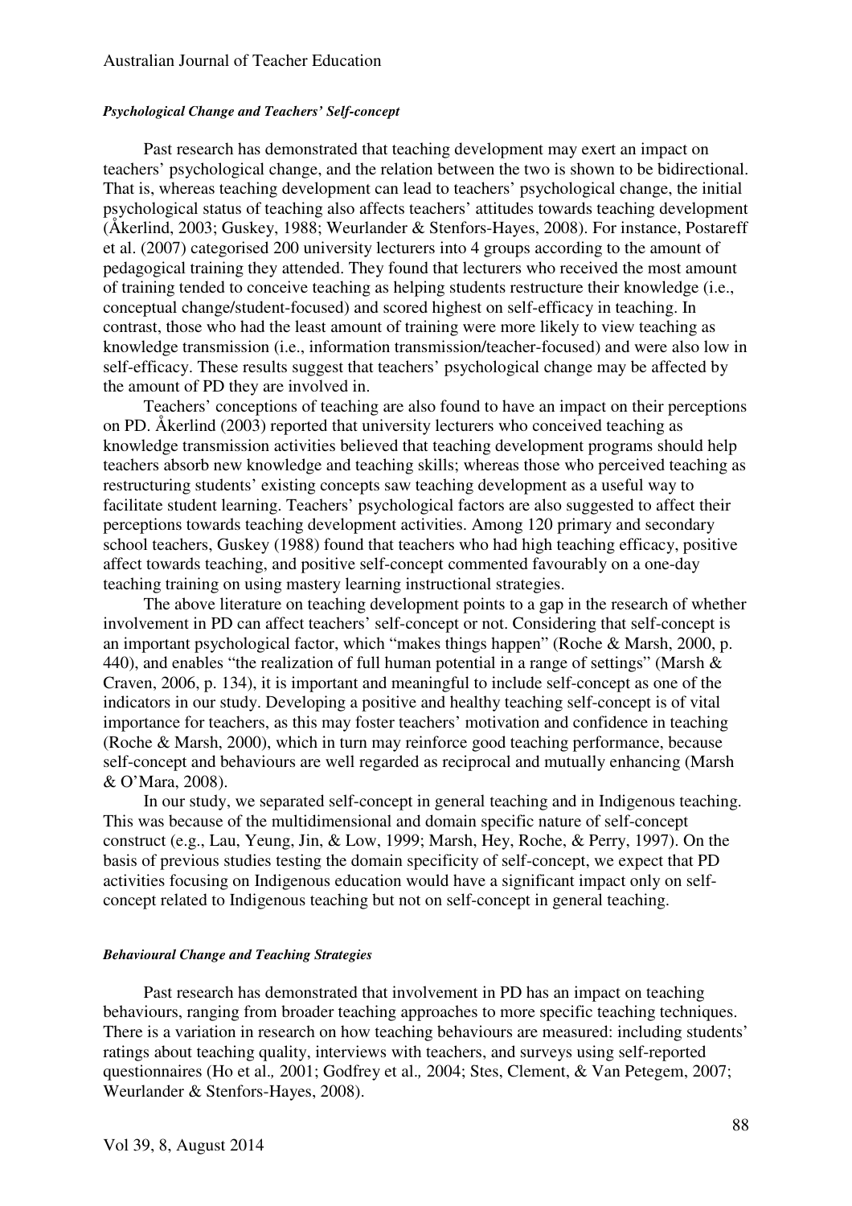### *Psychological Change and Teachers' Self-concept*

Past research has demonstrated that teaching development may exert an impact on teachers' psychological change, and the relation between the two is shown to be bidirectional. That is, whereas teaching development can lead to teachers' psychological change, the initial psychological status of teaching also affects teachers' attitudes towards teaching development (Åkerlind, 2003; Guskey, 1988; Weurlander & Stenfors-Hayes, 2008). For instance, Postareff et al. (2007) categorised 200 university lecturers into 4 groups according to the amount of pedagogical training they attended. They found that lecturers who received the most amount of training tended to conceive teaching as helping students restructure their knowledge (i.e., conceptual change/student-focused) and scored highest on self-efficacy in teaching. In contrast, those who had the least amount of training were more likely to view teaching as knowledge transmission (i.e., information transmission/teacher-focused) and were also low in self-efficacy. These results suggest that teachers' psychological change may be affected by the amount of PD they are involved in.

Teachers' conceptions of teaching are also found to have an impact on their perceptions on PD. Åkerlind (2003) reported that university lecturers who conceived teaching as knowledge transmission activities believed that teaching development programs should help teachers absorb new knowledge and teaching skills; whereas those who perceived teaching as restructuring students' existing concepts saw teaching development as a useful way to facilitate student learning. Teachers' psychological factors are also suggested to affect their perceptions towards teaching development activities. Among 120 primary and secondary school teachers, Guskey (1988) found that teachers who had high teaching efficacy, positive affect towards teaching, and positive self-concept commented favourably on a one-day teaching training on using mastery learning instructional strategies.

The above literature on teaching development points to a gap in the research of whether involvement in PD can affect teachers' self-concept or not. Considering that self-concept is an important psychological factor, which "makes things happen" (Roche & Marsh, 2000, p. 440), and enables "the realization of full human potential in a range of settings" (Marsh & Craven, 2006, p. 134), it is important and meaningful to include self-concept as one of the indicators in our study. Developing a positive and healthy teaching self-concept is of vital importance for teachers, as this may foster teachers' motivation and confidence in teaching (Roche & Marsh, 2000), which in turn may reinforce good teaching performance, because self-concept and behaviours are well regarded as reciprocal and mutually enhancing (Marsh & O'Mara, 2008).

In our study, we separated self-concept in general teaching and in Indigenous teaching. This was because of the multidimensional and domain specific nature of self-concept construct (e.g., Lau, Yeung, Jin, & Low, 1999; Marsh, Hey, Roche, & Perry, 1997). On the basis of previous studies testing the domain specificity of self-concept, we expect that PD activities focusing on Indigenous education would have a significant impact only on self-concept related to Indigenous teaching but not on self-concept in general teaching.

### *Behavioural Change and Teaching Strategies*

Past research has demonstrated that involvement in PD has an impact on teaching behaviours, ranging from broader teaching approaches to more specific teaching techniques. There is a variation in research on how teaching behaviours are measured: including students' ratings about teaching quality, interviews with teachers, and surveys using self-reported questionnaires (Ho et al*.,* 2001; Godfrey et al*.,* 2004; Stes, Clement, & Van Petegem, 2007; Weurlander & Stenfors-Hayes, 2008).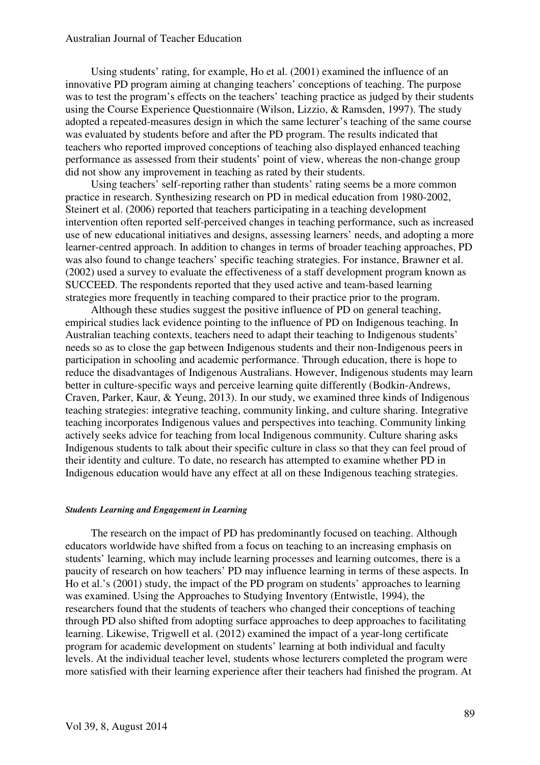Using students' rating, for example, Ho et al. (2001) examined the influence of an innovative PD program aiming at changing teachers' conceptions of teaching. The purpose was to test the program's effects on the teachers' teaching practice as judged by their students using the Course Experience Questionnaire (Wilson, Lizzio, & Ramsden, 1997). The study adopted a repeated-measures design in which the same lecturer's teaching of the same course was evaluated by students before and after the PD program. The results indicated that teachers who reported improved conceptions of teaching also displayed enhanced teaching performance as assessed from their students' point of view, whereas the non-change group did not show any improvement in teaching as rated by their students.

Using teachers' self-reporting rather than students' rating seems be a more common practice in research. Synthesizing research on PD in medical education from 1980-2002, Steinert et al. (2006) reported that teachers participating in a teaching development intervention often reported self-perceived changes in teaching performance, such as increased use of new educational initiatives and designs, assessing learners' needs, and adopting a more learner-centred approach. In addition to changes in terms of broader teaching approaches, PD was also found to change teachers' specific teaching strategies. For instance, Brawner et al. (2002) used a survey to evaluate the effectiveness of a staff development program known as SUCCEED. The respondents reported that they used active and team-based learning strategies more frequently in teaching compared to their practice prior to the program.

Although these studies suggest the positive influence of PD on general teaching, empirical studies lack evidence pointing to the influence of PD on Indigenous teaching. In Australian teaching contexts, teachers need to adapt their teaching to Indigenous students' needs so as to close the gap between Indigenous students and their non-Indigenous peers in participation in schooling and academic performance. Through education, there is hope to reduce the disadvantages of Indigenous Australians. However, Indigenous students may learn better in culture-specific ways and perceive learning quite differently (Bodkin-Andrews, Craven, Parker, Kaur, & Yeung, 2013). In our study, we examined three kinds of Indigenous teaching strategies: integrative teaching, community linking, and culture sharing. Integrative teaching incorporates Indigenous values and perspectives into teaching. Community linking actively seeks advice for teaching from local Indigenous community. Culture sharing asks Indigenous students to talk about their specific culture in class so that they can feel proud of their identity and culture. To date, no research has attempted to examine whether PD in Indigenous education would have any effect at all on these Indigenous teaching strategies.

#### *Students Learning and Engagement in Learning*

The research on the impact of PD has predominantly focused on teaching. Although educators worldwide have shifted from a focus on teaching to an increasing emphasis on students' learning, which may include learning processes and learning outcomes, there is a paucity of research on how teachers' PD may influence learning in terms of these aspects. In Ho et al.'s (2001) study, the impact of the PD program on students' approaches to learning was examined. Using the Approaches to Studying Inventory (Entwistle, 1994), the researchers found that the students of teachers who changed their conceptions of teaching through PD also shifted from adopting surface approaches to deep approaches to facilitating learning. Likewise, Trigwell et al. (2012) examined the impact of a year-long certificate program for academic development on students' learning at both individual and faculty levels. At the individual teacher level, students whose lecturers completed the program were more satisfied with their learning experience after their teachers had finished the program. At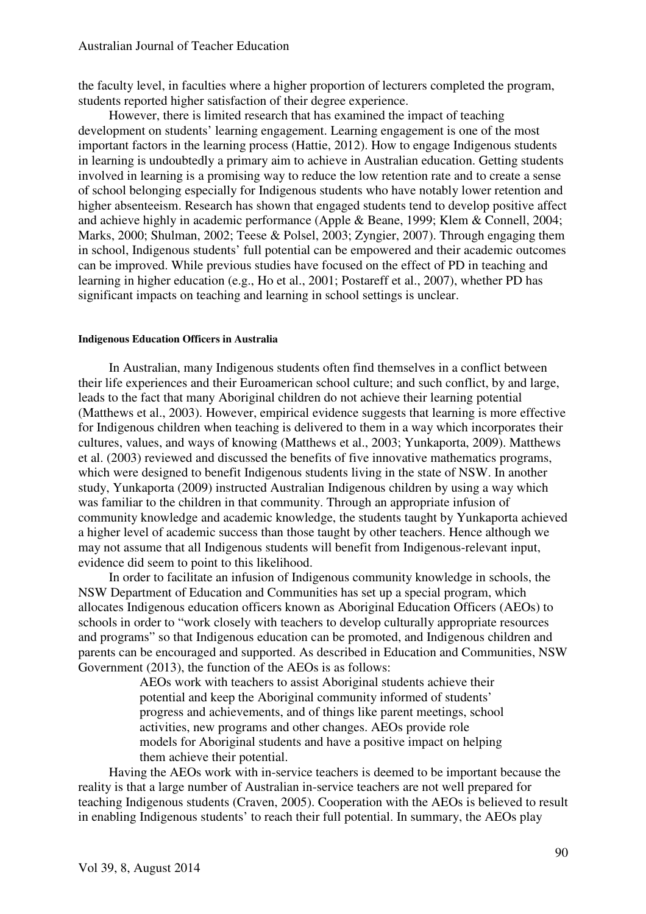the faculty level, in faculties where a higher proportion of lecturers completed the program, students reported higher satisfaction of their degree experience.

However, there is limited research that has examined the impact of teaching development on students' learning engagement. Learning engagement is one of the most important factors in the learning process (Hattie, 2012). How to engage Indigenous students in learning is undoubtedly a primary aim to achieve in Australian education. Getting students involved in learning is a promising way to reduce the low retention rate and to create a sense of school belonging especially for Indigenous students who have notably lower retention and higher absenteeism. Research has shown that engaged students tend to develop positive affect and achieve highly in academic performance (Apple & Beane, 1999; Klem & Connell, 2004; Marks, 2000; Shulman, 2002; Teese & Polsel, 2003; Zyngier, 2007). Through engaging them in school, Indigenous students' full potential can be empowered and their academic outcomes can be improved. While previous studies have focused on the effect of PD in teaching and learning in higher education (e.g., Ho et al., 2001; Postareff et al., 2007), whether PD has significant impacts on teaching and learning in school settings is unclear.

#### Indigenous Education Officers in Australia

In Australian, many Indigenous students often find themselves in a conflict between their life experiences and their Euroamerican school culture; and such conflict, by and large, leads to the fact that many Aboriginal children do not achieve their learning potential (Matthews et al., 2003). However, empirical evidence suggests that learning is more effective for Indigenous children when teaching is delivered to them in a way which incorporates their cultures, values, and ways of knowing (Matthews et al., 2003; Yunkaporta, 2009). Matthews et al. (2003) reviewed and discussed the benefits of five innovative mathematics programs, which were designed to benefit Indigenous students living in the state of NSW. In another study, Yunkaporta (2009) instructed Australian Indigenous children by using a way which was familiar to the children in that community. Through an appropriate infusion of community knowledge and academic knowledge, the students taught by Yunkaporta achieved a higher level of academic success than those taught by other teachers. Hence although we may not assume that all Indigenous students will benefit from Indigenous-relevant input, evidence did seem to point to this likelihood.

In order to facilitate an infusion of Indigenous community knowledge in schools, the NSW Department of Education and Communities has set up a special program, which allocates Indigenous education officers known as Aboriginal Education Officers (AEOs) to schools in order to "work closely with teachers to develop culturally appropriate resources and programs" so that Indigenous education can be promoted, and Indigenous children and parents can be encouraged and supported. As described in Education and Communities, NSW Government (2013), the function of the AEOs is as follows:

> AEOs work with teachers to assist Aboriginal students achieve their potential and keep the Aboriginal community informed of students' progress and achievements, and of things like parent meetings, school activities, new programs and other changes. AEOs provide role models for Aboriginal students and have a positive impact on helping them achieve their potential.

Having the AEOs work with in-service teachers is deemed to be important because the reality is that a large number of Australian in-service teachers are not well prepared for teaching Indigenous students (Craven, 2005). Cooperation with the AEOs is believed to result in enabling Indigenous students' to reach their full potential. In summary, the AEOs play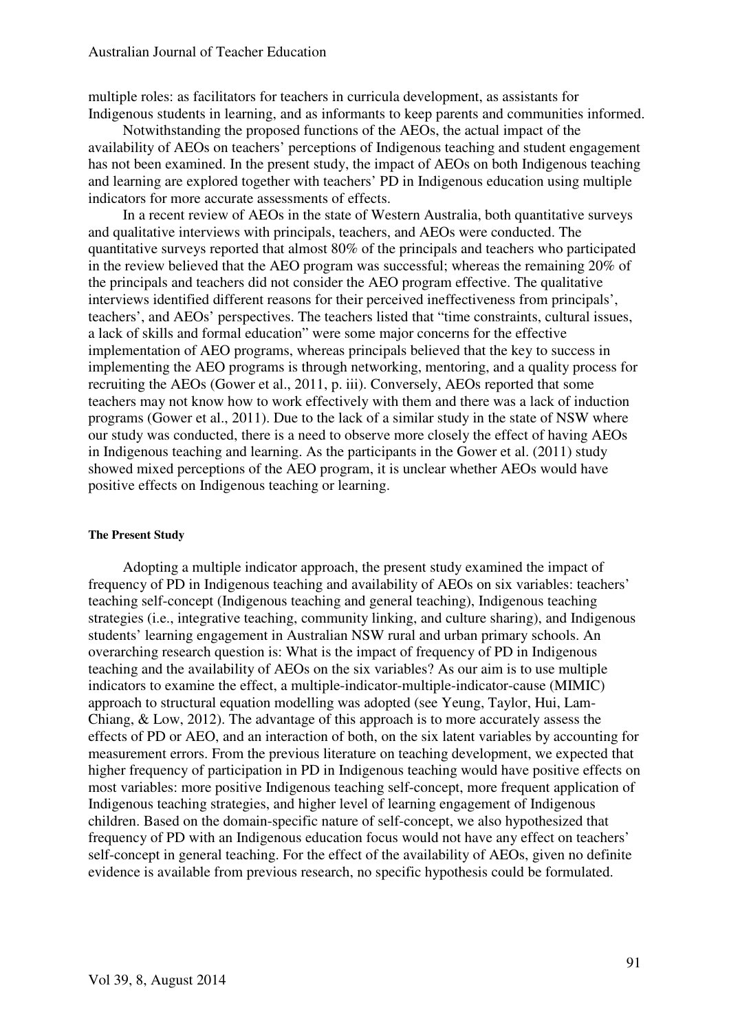multiple roles: as facilitators for teachers in curricula development, as assistants for Indigenous students in learning, and as informants to keep parents and communities informed.

Notwithstanding the proposed functions of the AEOs, the actual impact of the availability of AEOs on teachers' perceptions of Indigenous teaching and student engagement has not been examined. In the present study, the impact of AEOs on both Indigenous teaching and learning are explored together with teachers' PD in Indigenous education using multiple indicators for more accurate assessments of effects.

In a recent review of AEOs in the state of Western Australia, both quantitative surveys and qualitative interviews with principals, teachers, and AEOs were conducted. The quantitative surveys reported that almost 80% of the principals and teachers who participated in the review believed that the AEO program was successful; whereas the remaining 20% of the principals and teachers did not consider the AEO program effective. The qualitative interviews identified different reasons for their perceived ineffectiveness from principals', teachers', and AEOs' perspectives. The teachers listed that "time constraints, cultural issues, a lack of skills and formal education" were some major concerns for the effective implementation of AEO programs, whereas principals believed that the key to success in implementing the AEO programs is through networking, mentoring, and a quality process for recruiting the AEOs (Gower et al., 2011, p. iii). Conversely, AEOs reported that some teachers may not know how to work effectively with them and there was a lack of induction programs (Gower et al., 2011). Due to the lack of a similar study in the state of NSW where our study was conducted, there is a need to observe more closely the effect of having AEOs in Indigenous teaching and learning. As the participants in the Gower et al. (2011) study showed mixed perceptions of the AEO program, it is unclear whether AEOs would have positive effects on Indigenous teaching or learning.

#### The Present Study

Adopting a multiple indicator approach, the present study examined the impact of frequency of PD in Indigenous teaching and availability of AEOs on six variables: teachers' teaching self-concept (Indigenous teaching and general teaching), Indigenous teaching strategies (i.e., integrative teaching, community linking, and culture sharing), and Indigenous students' learning engagement in Australian NSW rural and urban primary schools. An overarching research question is: What is the impact of frequency of PD in Indigenous teaching and the availability of AEOs on the six variables? As our aim is to use multiple indicators to examine the effect, a multiple-indicator-multiple-indicator-cause (MIMIC) approach to structural equation modelling was adopted (see Yeung, Taylor, Hui, Lam-Chiang, & Low, 2012). The advantage of this approach is to more accurately assess the effects of PD or AEO, and an interaction of both, on the six latent variables by accounting for measurement errors. From the previous literature on teaching development, we expected that higher frequency of participation in PD in Indigenous teaching would have positive effects on most variables: more positive Indigenous teaching self-concept, more frequent application of Indigenous teaching strategies, and higher level of learning engagement of Indigenous children. Based on the domain-specific nature of self-concept, we also hypothesized that frequency of PD with an Indigenous education focus would not have any effect on teachers' self-concept in general teaching. For the effect of the availability of AEOs, given no definite evidence is available from previous research, no specific hypothesis could be formulated.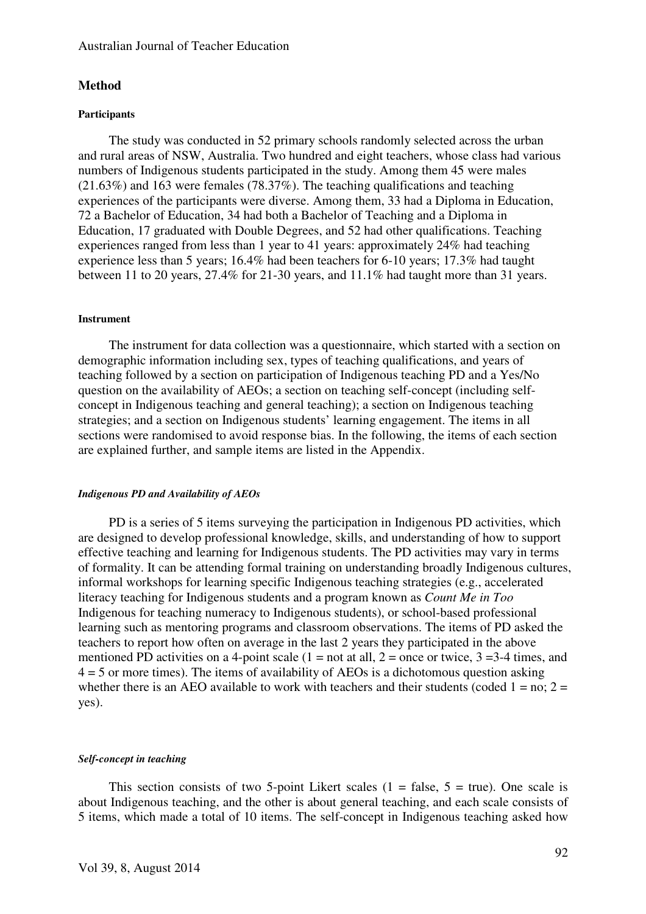## Method

### Participants

The study was conducted in 52 primary schools randomly selected across the urban and rural areas of NSW, Australia. Two hundred and eight teachers, whose class had various numbers of Indigenous students participated in the study. Among them 45 were males (21.63%) and 163 were females (78.37%). The teaching qualifications and teaching experiences of the participants were diverse. Among them, 33 had a Diploma in Education, 72 a Bachelor of Education, 34 had both a Bachelor of Teaching and a Diploma in Education, 17 graduated with Double Degrees, and 52 had other qualifications. Teaching experiences ranged from less than 1 year to 41 years: approximately 24% had teaching experience less than 5 years; 16.4% had been teachers for 6-10 years; 17.3% had taught between 11 to 20 years, 27.4% for 21-30 years, and 11.1% had taught more than 31 years.

### Instrument

The instrument for data collection was a questionnaire, which started with a section on demographic information including sex, types of teaching qualifications, and years of teaching followed by a section on participation of Indigenous teaching PD and a Yes/No question on the availability of AEOs; a section on teaching self-concept (including self-concept in Indigenous teaching and general teaching); a section on Indigenous teaching strategies; and a section on Indigenous students' learning engagement. The items in all sections were randomised to avoid response bias. In the following, the items of each section are explained further, and sample items are listed in the Appendix.

#### *Indigenous PD and Availability of AEOs*

PD is a series of 5 items surveying the participation in Indigenous PD activities, which are designed to develop professional knowledge, skills, and understanding of how to support effective teaching and learning for Indigenous students. The PD activities may vary in terms of formality. It can be attending formal training on understanding broadly Indigenous cultures, informal workshops for learning specific Indigenous teaching strategies (e.g., accelerated literacy teaching for Indigenous students and a program known as *Count Me in Too* Indigenous for teaching numeracy to Indigenous students), or school-based professional learning such as mentoring programs and classroom observations. The items of PD asked the teachers to report how often on average in the last 2 years they participated in the above mentioned PD activities on a 4-point scale (1 = not at all, 2 = once or twice, 3 =3-4 times, and 4 = 5 or more times). The items of availability of AEOs is a dichotomous question asking whether there is an AEO available to work with teachers and their students (coded 1 = no; 2 = yes).

#### *Self-concept in teaching*

This section consists of two 5-point Likert scales (1 = false, 5 = true). One scale is about Indigenous teaching, and the other is about general teaching, and each scale consists of 5 items, which made a total of 10 items. The self-concept in Indigenous teaching asked how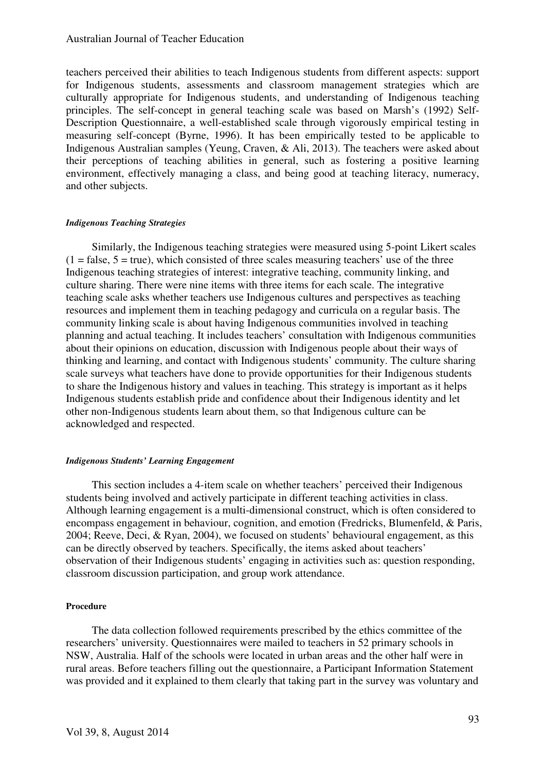teachers perceived their abilities to teach Indigenous students from different aspects: support for Indigenous students, assessments and classroom management strategies which are culturally appropriate for Indigenous students, and understanding of Indigenous teaching principles. The self-concept in general teaching scale was based on Marsh's (1992) Self-Description Questionnaire, a well-established scale through vigorously empirical testing in measuring self-concept (Byrne, 1996). It has been empirically tested to be applicable to Indigenous Australian samples (Yeung, Craven, & Ali, 2013). The teachers were asked about their perceptions of teaching abilities in general, such as fostering a positive learning environment, effectively managing a class, and being good at teaching literacy, numeracy, and other subjects.

#### *Indigenous Teaching Strategies*

Similarly, the Indigenous teaching strategies were measured using 5-point Likert scales (1 = false, 5 = true), which consisted of three scales measuring teachers' use of the three Indigenous teaching strategies of interest: integrative teaching, community linking, and culture sharing. There were nine items with three items for each scale. The integrative teaching scale asks whether teachers use Indigenous cultures and perspectives as teaching resources and implement them in teaching pedagogy and curricula on a regular basis. The community linking scale is about having Indigenous communities involved in teaching planning and actual teaching. It includes teachers' consultation with Indigenous communities about their opinions on education, discussion with Indigenous people about their ways of thinking and learning, and contact with Indigenous students' community. The culture sharing scale surveys what teachers have done to provide opportunities for their Indigenous students to share the Indigenous history and values in teaching. This strategy is important as it helps Indigenous students establish pride and confidence about their Indigenous identity and let other non-Indigenous students learn about them, so that Indigenous culture can be acknowledged and respected.

#### *Indigenous Students' Learning Engagement*

This section includes a 4-item scale on whether teachers' perceived their Indigenous students being involved and actively participate in different teaching activities in class. Although learning engagement is a multi-dimensional construct, which is often considered to encompass engagement in behaviour, cognition, and emotion (Fredricks, Blumenfeld, & Paris, 2004; Reeve, Deci, & Ryan, 2004), we focused on students' behavioural engagement, as this can be directly observed by teachers. Specifically, the items asked about teachers' observation of their Indigenous students' engaging in activities such as: question responding, classroom discussion participation, and group work attendance.

### **Procedure**

The data collection followed requirements prescribed by the ethics committee of the researchers' university. Questionnaires were mailed to teachers in 52 primary schools in NSW, Australia. Half of the schools were located in urban areas and the other half were in rural areas. Before teachers filling out the questionnaire, a Participant Information Statement was provided and it explained to them clearly that taking part in the survey was voluntary and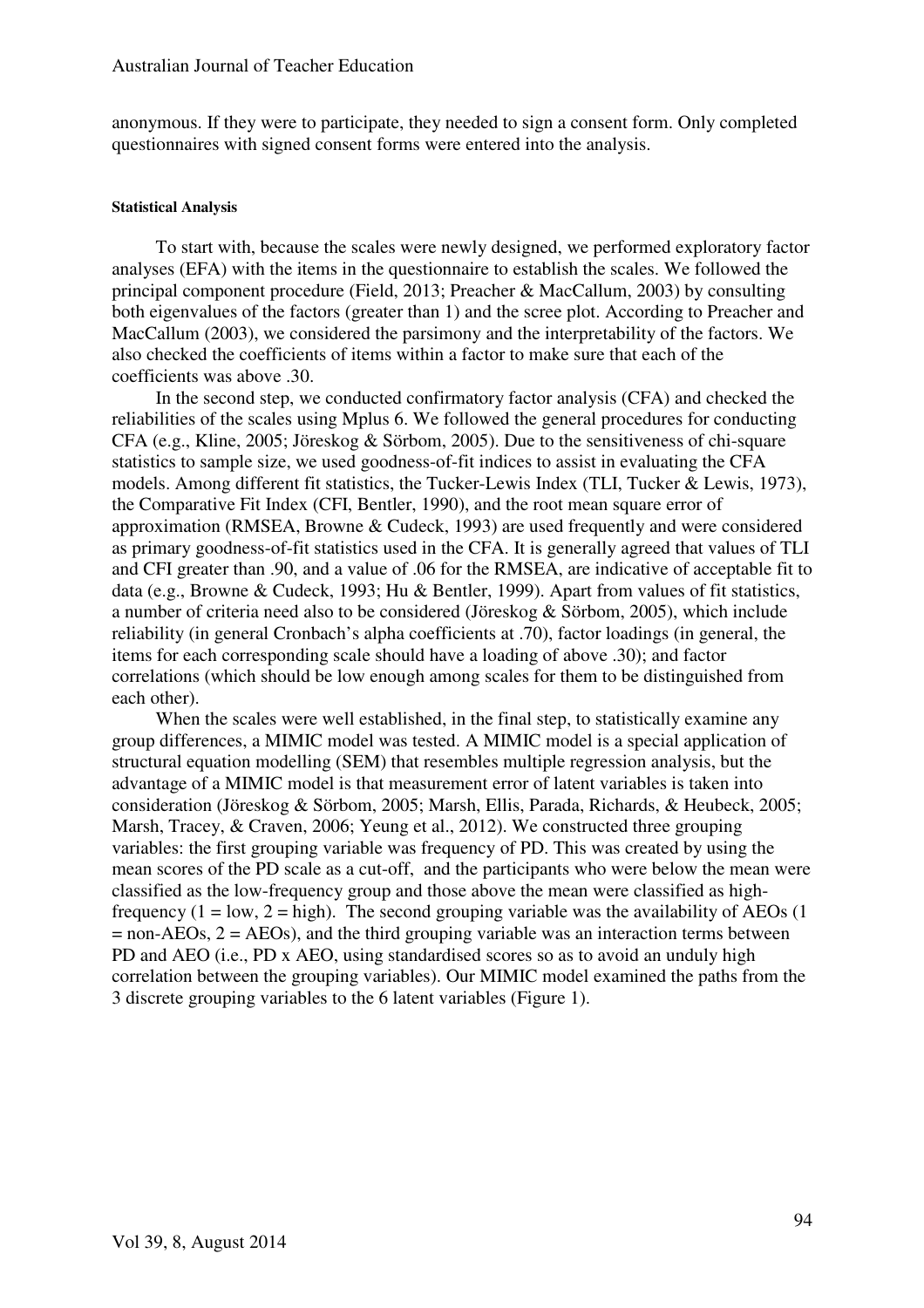anonymous. If they were to participate, they needed to sign a consent form. Only completed questionnaires with signed consent forms were entered into the analysis.

#### Statistical Analysis

To start with, because the scales were newly designed, we performed exploratory factor analyses (EFA) with the items in the questionnaire to establish the scales. We followed the principal component procedure (Field, 2013; Preacher & MacCallum, 2003) by consulting both eigenvalues of the factors (greater than 1) and the scree plot. According to Preacher and MacCallum (2003), we considered the parsimony and the interpretability of the factors. We also checked the coefficients of items within a factor to make sure that each of the coefficients was above .30.

In the second step, we conducted confirmatory factor analysis (CFA) and checked the reliabilities of the scales using Mplus 6. We followed the general procedures for conducting CFA (e.g., Kline, 2005; Jöreskog & Sörbom, 2005). Due to the sensitiveness of chi-square statistics to sample size, we used goodness-of-fit indices to assist in evaluating the CFA models. Among different fit statistics, the Tucker-Lewis Index (TLI, Tucker & Lewis, 1973), the Comparative Fit Index (CFI, Bentler, 1990), and the root mean square error of approximation (RMSEA, Browne & Cudeck, 1993) are used frequently and were considered as primary goodness-of-fit statistics used in the CFA. It is generally agreed that values of TLI and CFI greater than .90, and a value of .06 for the RMSEA, are indicative of acceptable fit to data (e.g., Browne & Cudeck, 1993; Hu & Bentler, 1999). Apart from values of fit statistics, a number of criteria need also to be considered (Jöreskog & Sörbom, 2005), which include reliability (in general Cronbach's alpha coefficients at .70), factor loadings (in general, the items for each corresponding scale should have a loading of above .30); and factor correlations (which should be low enough among scales for them to be distinguished from each other).

When the scales were well established, in the final step, to statistically examine any group differences, a MIMIC model was tested. A MIMIC model is a special application of structural equation modelling (SEM) that resembles multiple regression analysis, but the advantage of a MIMIC model is that measurement error of latent variables is taken into consideration (Jöreskog & Sörbom, 2005; Marsh, Ellis, Parada, Richards, & Heubeck, 2005; Marsh, Tracey, & Craven, 2006; Yeung et al., 2012). We constructed three grouping variables: the first grouping variable was frequency of PD. This was created by using the mean scores of the PD scale as a cut-off, and the participants who were below the mean were classified as the low-frequency group and those above the mean were classified as high-frequency (1 = low, 2 = high). The second grouping variable was the availability of AEOs (1 = non-AEOs, 2 = AEOs), and the third grouping variable was an interaction terms between PD and AEO (i.e., PD x AEO, using standardised scores so as to avoid an unduly high correlation between the grouping variables). Our MIMIC model examined the paths from the 3 discrete grouping variables to the 6 latent variables (Figure 1).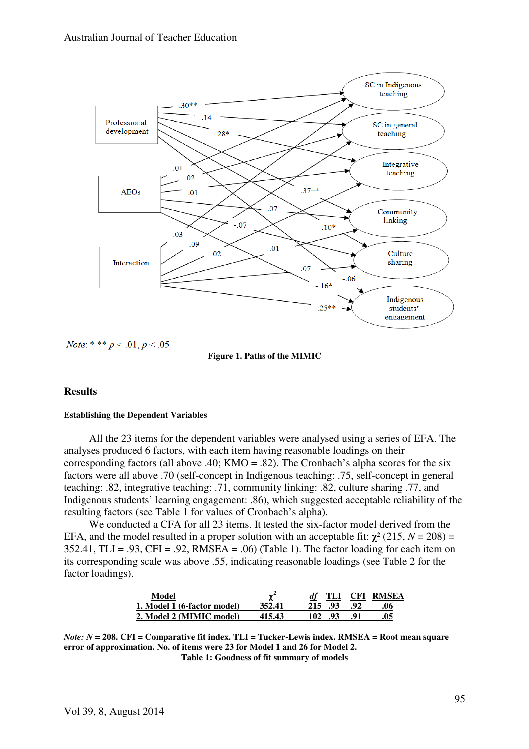*Note*: * ** $p < .01$, $p < .05$

**Figure 1. Paths of the MIMIC**

## Results

### Establishing the Dependent Variables

All the 23 items for the dependent variables were analysed using a series of EFA. The analyses produced 6 factors, with each item having reasonable loadings on their corresponding factors (all above .40; KMO = .82). The Cronbach's alpha scores for the six factors were all above .70 (self-concept in Indigenous teaching: .75, self-concept in general teaching: .82, integrative teaching: .71, community linking: .82, culture sharing .77, and Indigenous students' learning engagement: .86), which suggested acceptable reliability of the resulting factors (see Table 1 for values of Cronbach's alpha).

We conducted a CFA for all 23 items. It tested the six-factor model derived from the EFA, and the model resulted in a proper solution with an acceptable fit: $\chi^2$ (215, $N$ = 208) = 352.41, TLI = .93, CFI = .92, RMSEA = .06) (Table 1). The factor loading for each item on its corresponding scale was above .55, indicating reasonable loadings (see Table 2 for the factor loadings).

| Model | $\chi^2$ | *df* | TLI | CFI | RMSEA |
|---|---|---|---|---|---|
| 1. Model 1 (6-factor model) | 352.41 | 215 | .93 | .92 | .06 |
| 2. Model 2 (MIMIC model) | 415.43 | 102 | .93 | .91 | .05 |

***Note:** $N$ **= 208. CFI = Comparative fit index. TLI = Tucker-Lewis index. RMSEA = Root mean square error of approximation. No. of items were 23 for Model 1 and 26 for Model 2.***

**Table 1: Goodness of fit summary of models**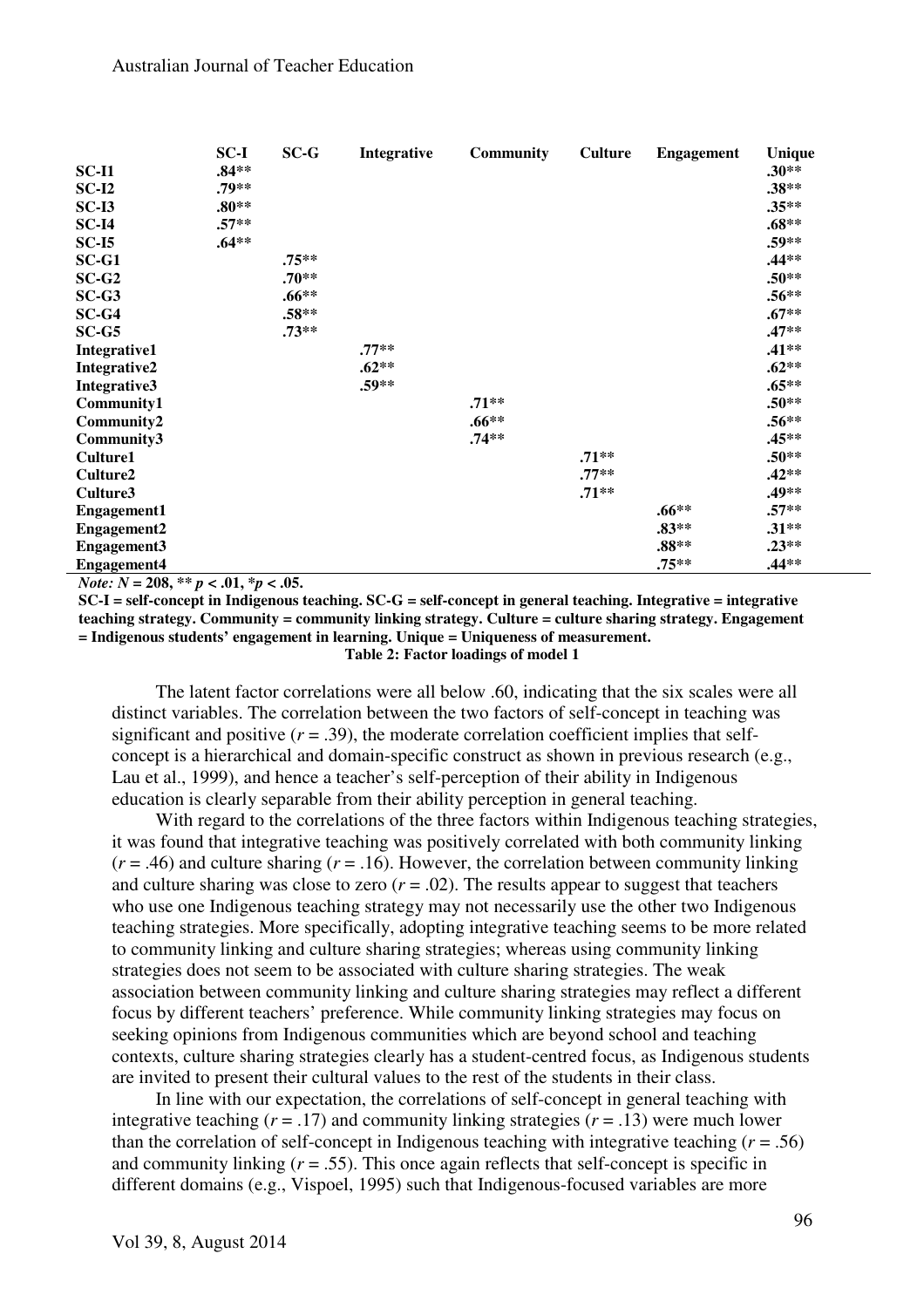| | SC-I | SC-G | Integrative | Community | Culture | Engagement | Unique |
|---|---|---|---|---|---|---|---|
| **SC-I1** | **.84\*\*** | | | | | | **.30\*\*** |
| **SC-I2** | **.79\*\*** | | | | | | **.38\*\*** |
| **SC-I3** | **.80\*\*** | | | | | | **.35\*\*** |
| **SC-I4** | **.57\*\*** | | | | | | **.68\*\*** |
| **SC-I5** | **.64\*\*** | | | | | | **.59\*\*** |
| **SC-G1** | | **.75\*\*** | | | | | **.44\*\*** |
| **SC-G2** | | **.70\*\*** | | | | | **.50\*\*** |
| **SC-G3** | | **.66\*\*** | | | | | **.56\*\*** |
| **SC-G4** | | **.58\*\*** | | | | | **.67\*\*** |
| **SC-G5** | | **.73\*\*** | | | | | **.47\*\*** |
| **Integrative1** | | | **.77\*\*** | | | | **.41\*\*** |
| **Integrative2** | | | **.62\*\*** | | | | **.62\*\*** |
| **Integrative3** | | | **.59\*\*** | | | | **.65\*\*** |
| **Community1** | | | | **.71\*\*** | | | **.50\*\*** |
| **Community2** | | | | **.66\*\*** | | | **.56\*\*** |
| **Community3** | | | | **.74\*\*** | | | **.45\*\*** |
| **Culture1** | | | | | **.71\*\*** | | **.50\*\*** |
| **Culture2** | | | | | **.77\*\*** | | **.42\*\*** |
| **Culture3** | | | | | **.71\*\*** | | **.49\*\*** |
| **Engagement1** | | | | | | **.66\*\*** | **.57\*\*** |
| **Engagement2** | | | | | | **.83\*\*** | **.31\*\*** |
| **Engagement3** | | | | | | **.88\*\*** | **.23\*\*** |
| **Engagement4** | | | | | | **.75\*\*** | **.44\*\*** |

***Note:*** ***N*** **= 208, \*\*** ***p*** **< .01, \****p* **< .05.**
**SC-I = self-concept in Indigenous teaching. SC-G = self-concept in general teaching. Integrative = integrative teaching strategy. Community = community linking strategy. Culture = culture sharing strategy. Engagement = Indigenous students' engagement in learning. Unique = Uniqueness of measurement.**

**Table 2: Factor loadings of model 1**

The latent factor correlations were all below .60, indicating that the six scales were all distinct variables. The correlation between the two factors of self-concept in teaching was significant and positive ($r$ = .39), the moderate correlation coefficient implies that self-concept is a hierarchical and domain-specific construct as shown in previous research (e.g., Lau et al., 1999), and hence a teacher's self-perception of their ability in Indigenous education is clearly separable from their ability perception in general teaching.

With regard to the correlations of the three factors within Indigenous teaching strategies, it was found that integrative teaching was positively correlated with both community linking ($r$ = .46) and culture sharing ($r$ = .16). However, the correlation between community linking and culture sharing was close to zero ($r$ = .02). The results appear to suggest that teachers who use one Indigenous teaching strategy may not necessarily use the other two Indigenous teaching strategies. More specifically, adopting integrative teaching seems to be more related to community linking and culture sharing strategies; whereas using community linking strategies does not seem to be associated with culture sharing strategies. The weak association between community linking and culture sharing strategies may reflect a different focus by different teachers' preference. While community linking strategies may focus on seeking opinions from Indigenous communities which are beyond school and teaching contexts, culture sharing strategies clearly has a student-centred focus, as Indigenous students are invited to present their cultural values to the rest of the students in their class.

In line with our expectation, the correlations of self-concept in general teaching with integrative teaching ($r$ = .17) and community linking strategies ($r$ = .13) were much lower than the correlation of self-concept in Indigenous teaching with integrative teaching ($r$ = .56) and community linking ($r$ = .55). This once again reflects that self-concept is specific in different domains (e.g., Vispoel, 1995) such that Indigenous-focused variables are more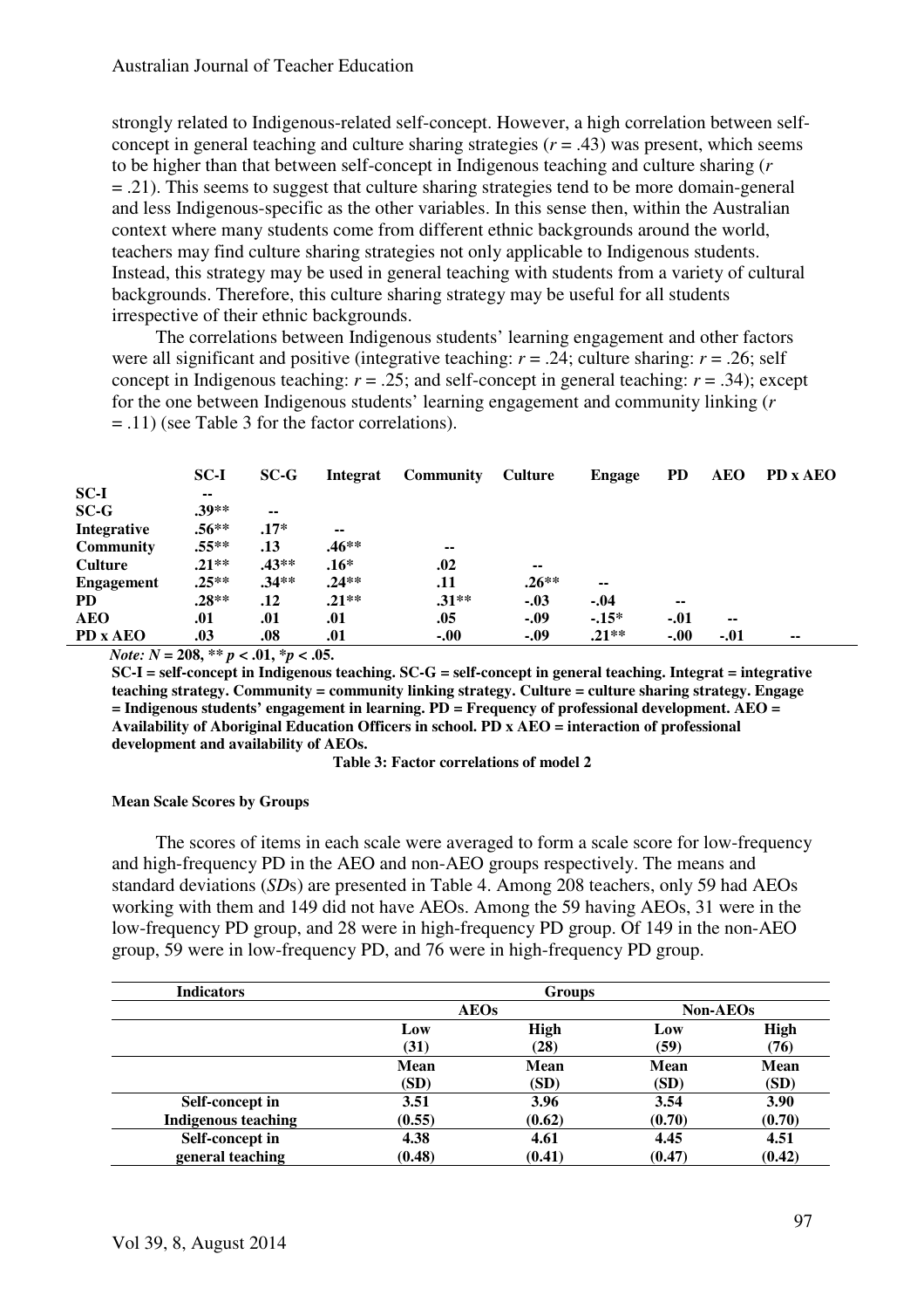strongly related to Indigenous-related self-concept. However, a high correlation between self-concept in general teaching and culture sharing strategies ($r = .43$) was present, which seems to be higher than that between self-concept in Indigenous teaching and culture sharing ($r = .21$). This seems to suggest that culture sharing strategies tend to be more domain-general and less Indigenous-specific as the other variables. In this sense then, within the Australian context where many students come from different ethnic backgrounds around the world, teachers may find culture sharing strategies not only applicable to Indigenous students. Instead, this strategy may be used in general teaching with students from a variety of cultural backgrounds. Therefore, this culture sharing strategy may be useful for all students irrespective of their ethnic backgrounds.

The correlations between Indigenous students' learning engagement and other factors were all significant and positive (integrative teaching: $r = .24$; culture sharing: $r = .26$; self concept in Indigenous teaching: $r = .25$; and self-concept in general teaching: $r = .34$); except for the one between Indigenous students' learning engagement and community linking ($r = .11$) (see Table 3 for the factor correlations).

| | SC-I | SC-G | Integrat | Community | Culture | Engage | PD | AEO | PD x AEO |
|---|---|---|---|---|---|---|---|---|---|
| **SC-I** | -- | | | | | | | | |
| **SC-G** | .39** | -- | | | | | | | |
| **Integrative** | .56** | .17* | -- | | | | | | |
| **Community** | .55** | .13 | .46** | -- | | | | | |
| **Culture** | .21** | .43** | .16* | .02 | -- | | | | |
| **Engagement** | .25** | .34** | .24** | .11 | .26** | -- | | | |
| **PD** | .28** | .12 | .21** | .31** | -.03 | -.04 | -- | | |
| **AEO** | .01 | .01 | .01 | .05 | -.09 | -.15* | -.01 | -- | |
| **PD x AEO** | .03 | .08 | .01 | -.00 | -.09 | .21** | -.00 | -.01 | -- |

***Note:*** **$N = 208$, ** $p < .01$, * $p < .05$.**

**SC-I = self-concept in Indigenous teaching. SC-G = self-concept in general teaching. Integrat = integrative teaching strategy. Community = community linking strategy. Culture = culture sharing strategy. Engage = Indigenous students' engagement in learning. PD = Frequency of professional development. AEO = Availability of Aboriginal Education Officers in school. PD x AEO = interaction of professional development and availability of AEOs.**

**Table 3: Factor correlations of model 2**

#### Mean Scale Scores by Groups

The scores of items in each scale were averaged to form a scale score for low-frequency and high-frequency PD in the AEO and non-AEO groups respectively. The means and standard deviations (*SD*s) are presented in Table 4. Among 208 teachers, only 59 had AEOs working with them and 149 did not have AEOs. Among the 59 having AEOs, 31 were in the low-frequency PD group, and 28 were in high-frequency PD group. Of 149 in the non-AEO group, 59 were in low-frequency PD, and 76 were in high-frequency PD group.

| Indicators | Groups | | | |
|---|---|---|---|---|
| | AEOs | | Non-AEOs | |
| | Low (31) | High (28) | Low (59) | High (76) |
| | Mean (SD) | Mean (SD) | Mean (SD) | Mean (SD) |
| Self-concept in Indigenous teaching | 3.51 (0.55) | 3.96 (0.62) | 3.54 (0.70) | 3.90 (0.70) |
| Self-concept in general teaching | 4.38 (0.48) | 4.61 (0.41) | 4.45 (0.47) | 4.51 (0.42) |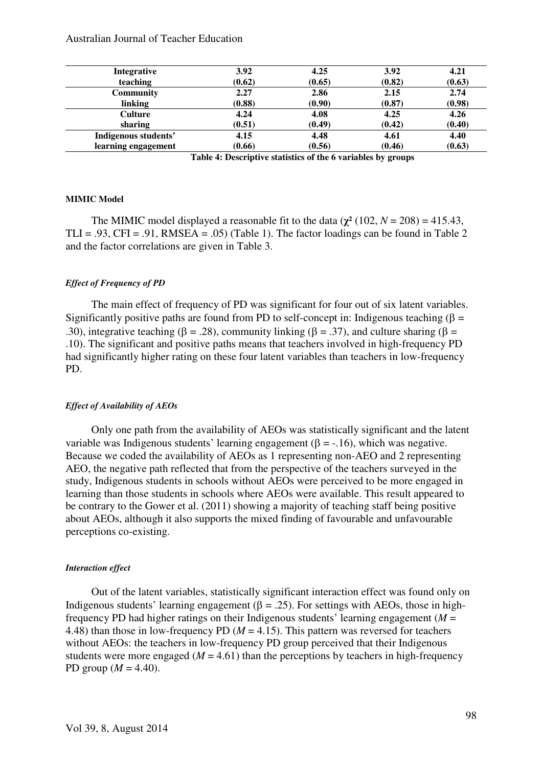| Integrative teaching | 3.92 (0.62) | 4.25 (0.65) | 3.92 (0.82) | 4.21 (0.63) |
|---|---|---|---|---|
| Community linking | 2.27 (0.88) | 2.86 (0.90) | 2.15 (0.87) | 2.74 (0.98) |
| Culture sharing | 4.24 (0.51) | 4.08 (0.49) | 4.25 (0.42) | 4.26 (0.40) |
| Indigenous students' learning engagement | 4.15 (0.66) | 4.48 (0.56) | 4.61 (0.46) | 4.40 (0.63) |

**Table 4: Descriptive statistics of the 6 variables by groups**

#### MIMIC Model

The MIMIC model displayed a reasonable fit to the data ($\chi^2$ (102, $N$ = 208) = 415.43, TLI = .93, CFI = .91, RMSEA = .05) (Table 1). The factor loadings can be found in Table 2 and the factor correlations are given in Table 3.

##### *Effect of Frequency of PD*

The main effect of frequency of PD was significant for four out of six latent variables. Significantly positive paths are found from PD to self-concept in: Indigenous teaching ($\beta$ = .30), integrative teaching ($\beta$ = .28), community linking ($\beta$ = .37), and culture sharing ($\beta$ = .10). The significant and positive paths means that teachers involved in high-frequency PD had significantly higher rating on these four latent variables than teachers in low-frequency PD.

##### *Effect of Availability of AEOs*

Only one path from the availability of AEOs was statistically significant and the latent variable was Indigenous students' learning engagement ($\beta$ = -.16), which was negative. Because we coded the availability of AEOs as 1 representing non-AEO and 2 representing AEO, the negative path reflected that from the perspective of the teachers surveyed in the study, Indigenous students in schools without AEOs were perceived to be more engaged in learning than those students in schools where AEOs were available. This result appeared to be contrary to the Gower et al. (2011) showing a majority of teaching staff being positive about AEOs, although it also supports the mixed finding of favourable and unfavourable perceptions co-existing.

##### *Interaction effect*

Out of the latent variables, statistically significant interaction effect was found only on Indigenous students' learning engagement ($\beta$ = .25). For settings with AEOs, those in high-frequency PD had higher ratings on their Indigenous students' learning engagement ($M$ = 4.48) than those in low-frequency PD ($M$ = 4.15). This pattern was reversed for teachers without AEOs: the teachers in low-frequency PD group perceived that their Indigenous students were more engaged ($M$ = 4.61) than the perceptions by teachers in high-frequency PD group ($M$ = 4.40).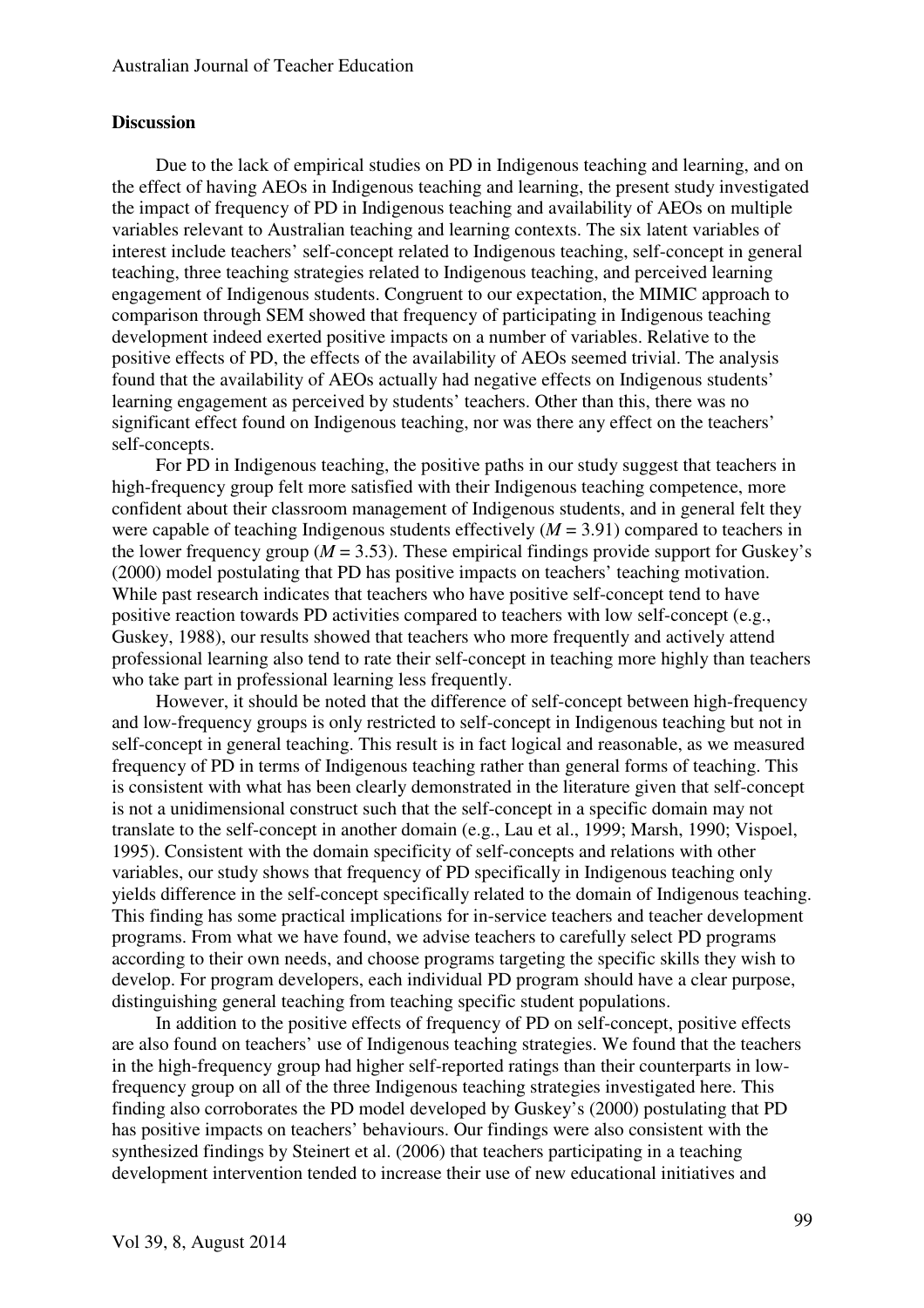## Discussion

Due to the lack of empirical studies on PD in Indigenous teaching and learning, and on the effect of having AEOs in Indigenous teaching and learning, the present study investigated the impact of frequency of PD in Indigenous teaching and availability of AEOs on multiple variables relevant to Australian teaching and learning contexts. The six latent variables of interest include teachers' self-concept related to Indigenous teaching, self-concept in general teaching, three teaching strategies related to Indigenous teaching, and perceived learning engagement of Indigenous students. Congruent to our expectation, the MIMIC approach to comparison through SEM showed that frequency of participating in Indigenous teaching development indeed exerted positive impacts on a number of variables. Relative to the positive effects of PD, the effects of the availability of AEOs seemed trivial. The analysis found that the availability of AEOs actually had negative effects on Indigenous students' learning engagement as perceived by students' teachers. Other than this, there was no significant effect found on Indigenous teaching, nor was there any effect on the teachers' self-concepts.

For PD in Indigenous teaching, the positive paths in our study suggest that teachers in high-frequency group felt more satisfied with their Indigenous teaching competence, more confident about their classroom management of Indigenous students, and in general felt they were capable of teaching Indigenous students effectively ($M$ = 3.91) compared to teachers in the lower frequency group ($M$ = 3.53). These empirical findings provide support for Guskey's (2000) model postulating that PD has positive impacts on teachers' teaching motivation. While past research indicates that teachers who have positive self-concept tend to have positive reaction towards PD activities compared to teachers with low self-concept (e.g., Guskey, 1988), our results showed that teachers who more frequently and actively attend professional learning also tend to rate their self-concept in teaching more highly than teachers who take part in professional learning less frequently.

However, it should be noted that the difference of self-concept between high-frequency and low-frequency groups is only restricted to self-concept in Indigenous teaching but not in self-concept in general teaching. This result is in fact logical and reasonable, as we measured frequency of PD in terms of Indigenous teaching rather than general forms of teaching. This is consistent with what has been clearly demonstrated in the literature given that self-concept is not a unidimensional construct such that the self-concept in a specific domain may not translate to the self-concept in another domain (e.g., Lau et al., 1999; Marsh, 1990; Vispoel, 1995). Consistent with the domain specificity of self-concepts and relations with other variables, our study shows that frequency of PD specifically in Indigenous teaching only yields difference in the self-concept specifically related to the domain of Indigenous teaching. This finding has some practical implications for in-service teachers and teacher development programs. From what we have found, we advise teachers to carefully select PD programs according to their own needs, and choose programs targeting the specific skills they wish to develop. For program developers, each individual PD program should have a clear purpose, distinguishing general teaching from teaching specific student populations.

In addition to the positive effects of frequency of PD on self-concept, positive effects are also found on teachers' use of Indigenous teaching strategies. We found that the teachers in the high-frequency group had higher self-reported ratings than their counterparts in low-frequency group on all of the three Indigenous teaching strategies investigated here. This finding also corroborates the PD model developed by Guskey's (2000) postulating that PD has positive impacts on teachers' behaviours. Our findings were also consistent with the synthesized findings by Steinert et al. (2006) that teachers participating in a teaching development intervention tended to increase their use of new educational initiatives and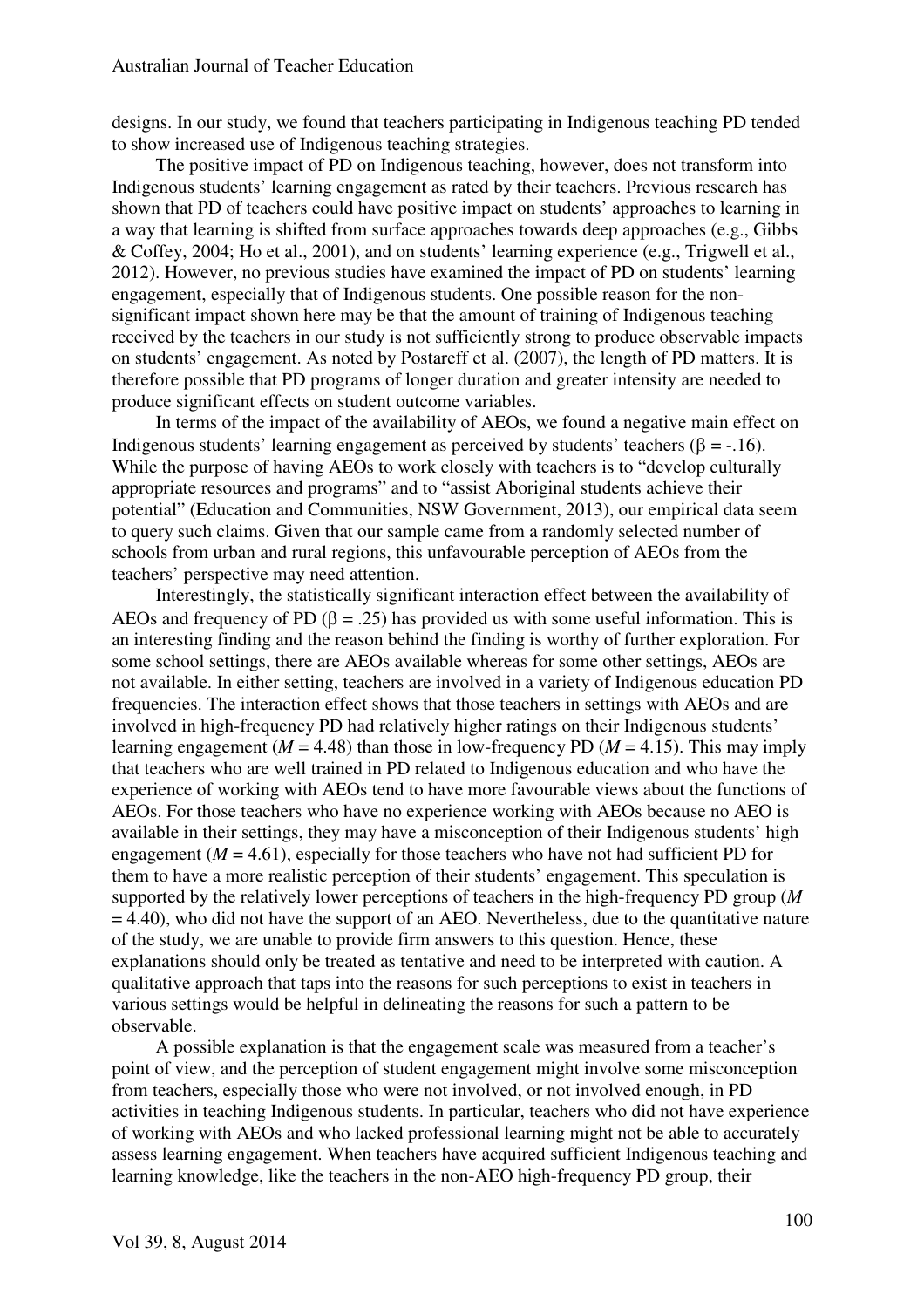designs. In our study, we found that teachers participating in Indigenous teaching PD tended to show increased use of Indigenous teaching strategies.

The positive impact of PD on Indigenous teaching, however, does not transform into Indigenous students' learning engagement as rated by their teachers. Previous research has shown that PD of teachers could have positive impact on students' approaches to learning in a way that learning is shifted from surface approaches towards deep approaches (e.g., Gibbs & Coffey, 2004; Ho et al., 2001), and on students' learning experience (e.g., Trigwell et al., 2012). However, no previous studies have examined the impact of PD on students' learning engagement, especially that of Indigenous students. One possible reason for the non-significant impact shown here may be that the amount of training of Indigenous teaching received by the teachers in our study is not sufficiently strong to produce observable impacts on students' engagement. As noted by Postareff et al. (2007), the length of PD matters. It is therefore possible that PD programs of longer duration and greater intensity are needed to produce significant effects on student outcome variables.

In terms of the impact of the availability of AEOs, we found a negative main effect on Indigenous students' learning engagement as perceived by students' teachers ($\beta = -.16$). While the purpose of having AEOs to work closely with teachers is to "develop culturally appropriate resources and programs" and to "assist Aboriginal students achieve their potential" (Education and Communities, NSW Government, 2013), our empirical data seem to query such claims. Given that our sample came from a randomly selected number of schools from urban and rural regions, this unfavourable perception of AEOs from the teachers' perspective may need attention.

Interestingly, the statistically significant interaction effect between the availability of AEOs and frequency of PD ($\beta = .25$) has provided us with some useful information. This is an interesting finding and the reason behind the finding is worthy of further exploration. For some school settings, there are AEOs available whereas for some other settings, AEOs are not available. In either setting, teachers are involved in a variety of Indigenous education PD frequencies. The interaction effect shows that those teachers in settings with AEOs and are involved in high-frequency PD had relatively higher ratings on their Indigenous students' learning engagement ($M = 4.48$) than those in low-frequency PD ($M = 4.15$). This may imply that teachers who are well trained in PD related to Indigenous education and who have the experience of working with AEOs tend to have more favourable views about the functions of AEOs. For those teachers who have no experience working with AEOs because no AEO is available in their settings, they may have a misconception of their Indigenous students' high engagement ($M = 4.61$), especially for those teachers who have not had sufficient PD for them to have a more realistic perception of their students' engagement. This speculation is supported by the relatively lower perceptions of teachers in the high-frequency PD group ($M = 4.40$), who did not have the support of an AEO. Nevertheless, due to the quantitative nature of the study, we are unable to provide firm answers to this question. Hence, these explanations should only be treated as tentative and need to be interpreted with caution. A qualitative approach that taps into the reasons for such perceptions to exist in teachers in various settings would be helpful in delineating the reasons for such a pattern to be observable.

A possible explanation is that the engagement scale was measured from a teacher's point of view, and the perception of student engagement might involve some misconception from teachers, especially those who were not involved, or not involved enough, in PD activities in teaching Indigenous students. In particular, teachers who did not have experience of working with AEOs and who lacked professional learning might not be able to accurately assess learning engagement. When teachers have acquired sufficient Indigenous teaching and learning knowledge, like the teachers in the non-AEO high-frequency PD group, their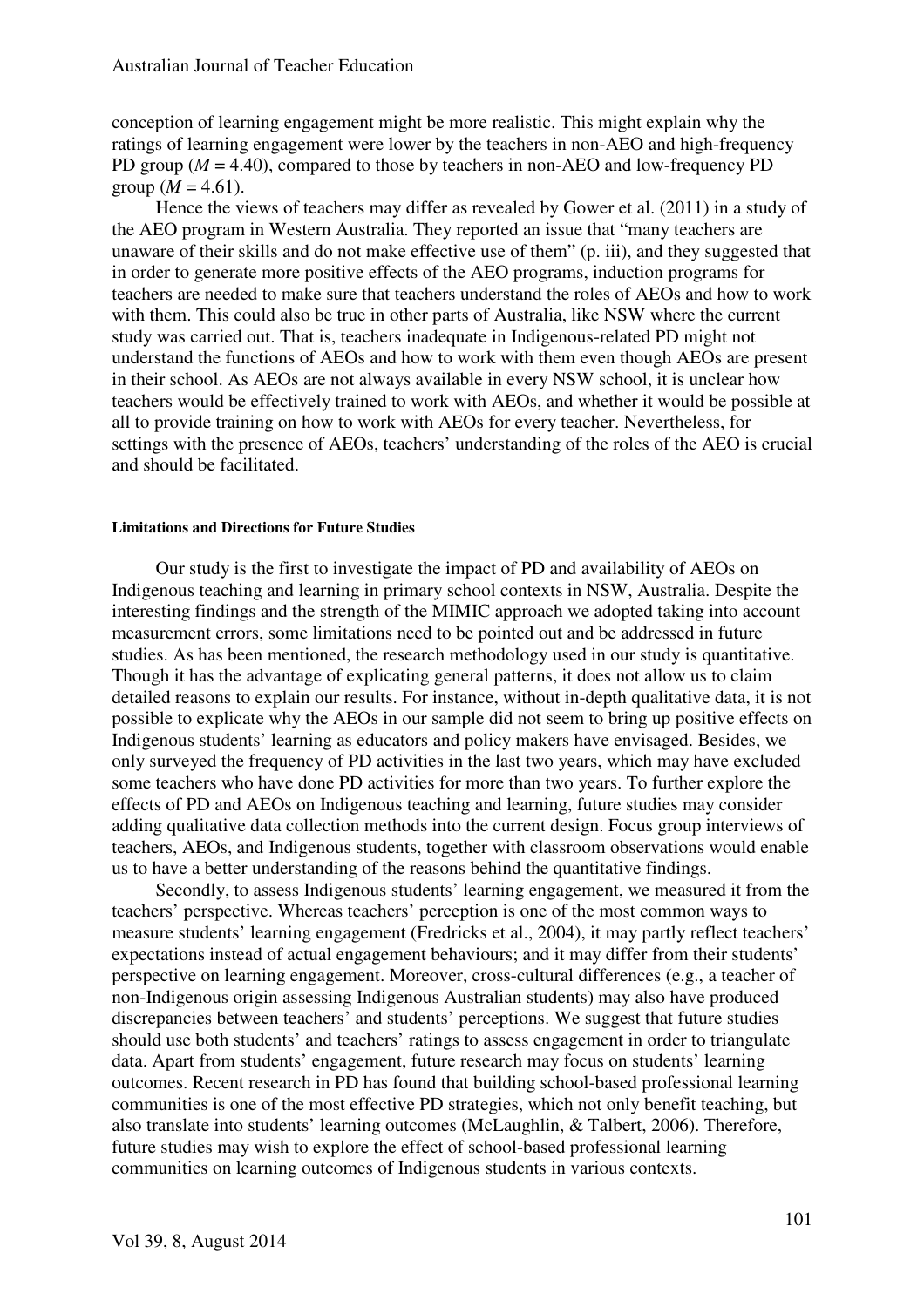conception of learning engagement might be more realistic. This might explain why the ratings of learning engagement were lower by the teachers in non-AEO and high-frequency PD group ($M = 4.40$), compared to those by teachers in non-AEO and low-frequency PD group ($M = 4.61$).

Hence the views of teachers may differ as revealed by Gower et al. (2011) in a study of the AEO program in Western Australia. They reported an issue that "many teachers are unaware of their skills and do not make effective use of them" (p. iii), and they suggested that in order to generate more positive effects of the AEO programs, induction programs for teachers are needed to make sure that teachers understand the roles of AEOs and how to work with them. This could also be true in other parts of Australia, like NSW where the current study was carried out. That is, teachers inadequate in Indigenous-related PD might not understand the functions of AEOs and how to work with them even though AEOs are present in their school. As AEOs are not always available in every NSW school, it is unclear how teachers would be effectively trained to work with AEOs, and whether it would be possible at all to provide training on how to work with AEOs for every teacher. Nevertheless, for settings with the presence of AEOs, teachers' understanding of the roles of the AEO is crucial and should be facilitated.

#### Limitations and Directions for Future Studies

Our study is the first to investigate the impact of PD and availability of AEOs on Indigenous teaching and learning in primary school contexts in NSW, Australia. Despite the interesting findings and the strength of the MIMIC approach we adopted taking into account measurement errors, some limitations need to be pointed out and be addressed in future studies. As has been mentioned, the research methodology used in our study is quantitative. Though it has the advantage of explicating general patterns, it does not allow us to claim detailed reasons to explain our results. For instance, without in-depth qualitative data, it is not possible to explicate why the AEOs in our sample did not seem to bring up positive effects on Indigenous students' learning as educators and policy makers have envisaged. Besides, we only surveyed the frequency of PD activities in the last two years, which may have excluded some teachers who have done PD activities for more than two years. To further explore the effects of PD and AEOs on Indigenous teaching and learning, future studies may consider adding qualitative data collection methods into the current design. Focus group interviews of teachers, AEOs, and Indigenous students, together with classroom observations would enable us to have a better understanding of the reasons behind the quantitative findings.

Secondly, to assess Indigenous students' learning engagement, we measured it from the teachers' perspective. Whereas teachers' perception is one of the most common ways to measure students' learning engagement (Fredricks et al., 2004), it may partly reflect teachers' expectations instead of actual engagement behaviours; and it may differ from their students' perspective on learning engagement. Moreover, cross-cultural differences (e.g., a teacher of non-Indigenous origin assessing Indigenous Australian students) may also have produced discrepancies between teachers' and students' perceptions. We suggest that future studies should use both students' and teachers' ratings to assess engagement in order to triangulate data. Apart from students' engagement, future research may focus on students' learning outcomes. Recent research in PD has found that building school-based professional learning communities is one of the most effective PD strategies, which not only benefit teaching, but also translate into students' learning outcomes (McLaughlin, & Talbert, 2006). Therefore, future studies may wish to explore the effect of school-based professional learning communities on learning outcomes of Indigenous students in various contexts.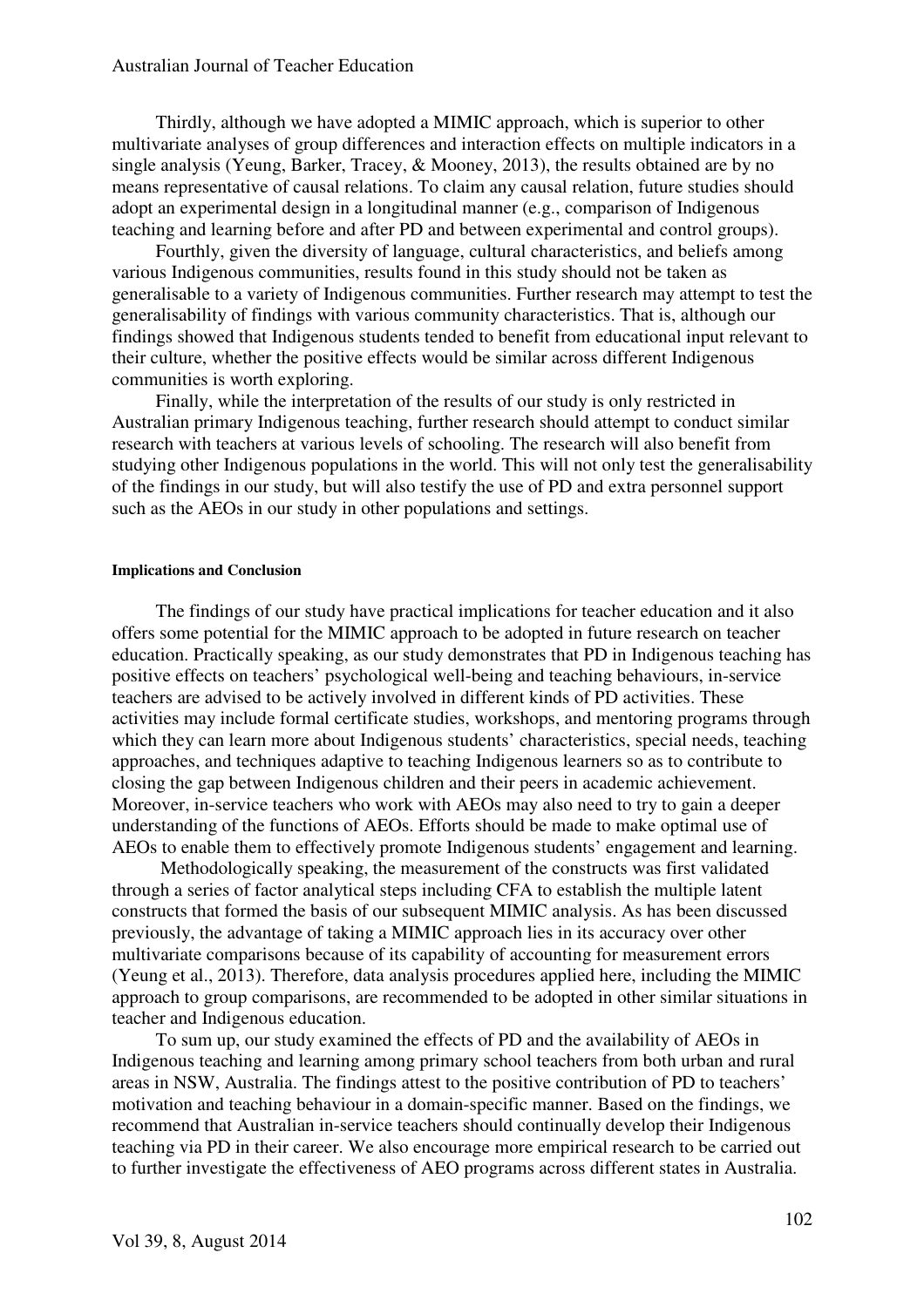Thirdly, although we have adopted a MIMIC approach, which is superior to other multivariate analyses of group differences and interaction effects on multiple indicators in a single analysis (Yeung, Barker, Tracey, & Mooney, 2013), the results obtained are by no means representative of causal relations. To claim any causal relation, future studies should adopt an experimental design in a longitudinal manner (e.g., comparison of Indigenous teaching and learning before and after PD and between experimental and control groups).

Fourthly, given the diversity of language, cultural characteristics, and beliefs among various Indigenous communities, results found in this study should not be taken as generalisable to a variety of Indigenous communities. Further research may attempt to test the generalisability of findings with various community characteristics. That is, although our findings showed that Indigenous students tended to benefit from educational input relevant to their culture, whether the positive effects would be similar across different Indigenous communities is worth exploring.

Finally, while the interpretation of the results of our study is only restricted in Australian primary Indigenous teaching, further research should attempt to conduct similar research with teachers at various levels of schooling. The research will also benefit from studying other Indigenous populations in the world. This will not only test the generalisability of the findings in our study, but will also testify the use of PD and extra personnel support such as the AEOs in our study in other populations and settings.

#### Implications and Conclusion

The findings of our study have practical implications for teacher education and it also offers some potential for the MIMIC approach to be adopted in future research on teacher education. Practically speaking, as our study demonstrates that PD in Indigenous teaching has positive effects on teachers' psychological well-being and teaching behaviours, in-service teachers are advised to be actively involved in different kinds of PD activities. These activities may include formal certificate studies, workshops, and mentoring programs through which they can learn more about Indigenous students' characteristics, special needs, teaching approaches, and techniques adaptive to teaching Indigenous learners so as to contribute to closing the gap between Indigenous children and their peers in academic achievement. Moreover, in-service teachers who work with AEOs may also need to try to gain a deeper understanding of the functions of AEOs. Efforts should be made to make optimal use of AEOs to enable them to effectively promote Indigenous students' engagement and learning.

Methodologically speaking, the measurement of the constructs was first validated through a series of factor analytical steps including CFA to establish the multiple latent constructs that formed the basis of our subsequent MIMIC analysis. As has been discussed previously, the advantage of taking a MIMIC approach lies in its accuracy over other multivariate comparisons because of its capability of accounting for measurement errors (Yeung et al., 2013). Therefore, data analysis procedures applied here, including the MIMIC approach to group comparisons, are recommended to be adopted in other similar situations in teacher and Indigenous education.

To sum up, our study examined the effects of PD and the availability of AEOs in Indigenous teaching and learning among primary school teachers from both urban and rural areas in NSW, Australia. The findings attest to the positive contribution of PD to teachers' motivation and teaching behaviour in a domain-specific manner. Based on the findings, we recommend that Australian in-service teachers should continually develop their Indigenous teaching via PD in their career. We also encourage more empirical research to be carried out to further investigate the effectiveness of AEO programs across different states in Australia.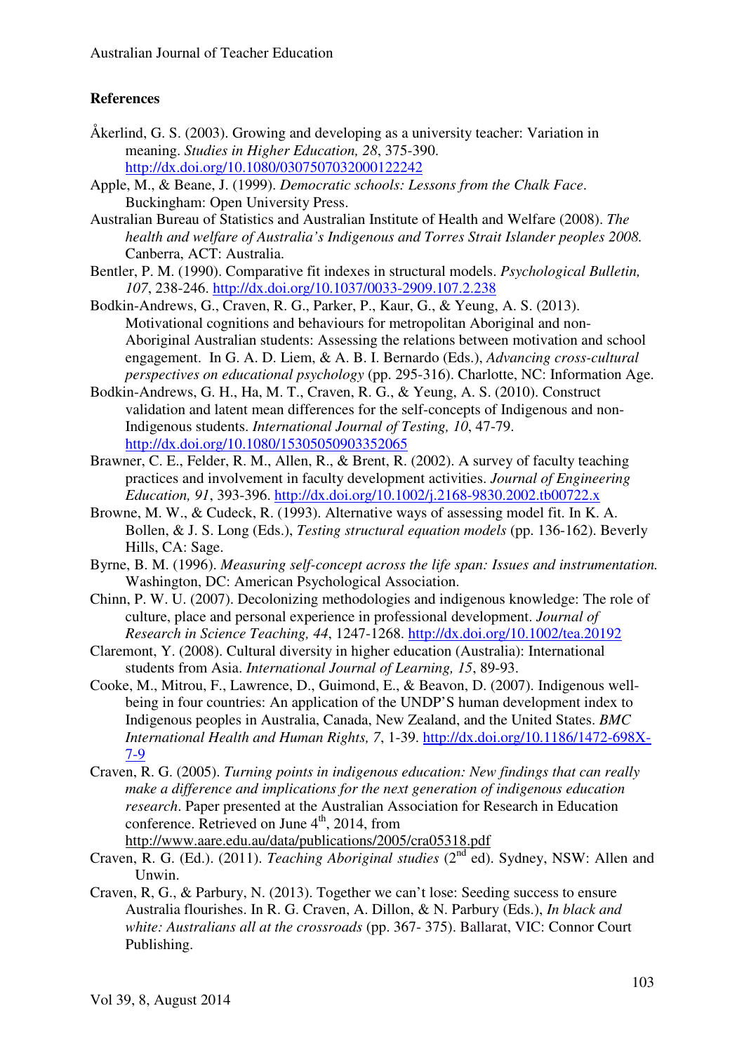## References

Åkerlind, G. S. (2003). Growing and developing as a university teacher: Variation in meaning. *Studies in Higher Education, 28*, 375-390. http://dx.doi.org/10.1080/0307507032000122242

Apple, M., & Beane, J. (1999). *Democratic schools: Lessons from the Chalk Face*. Buckingham: Open University Press.

Australian Bureau of Statistics and Australian Institute of Health and Welfare (2008). *The health and welfare of Australia's Indigenous and Torres Strait Islander peoples 2008.* Canberra, ACT: Australia.

Bentler, P. M. (1990). Comparative fit indexes in structural models. *Psychological Bulletin, 107*, 238-246. http://dx.doi.org/10.1037/0033-2909.107.2.238

Bodkin-Andrews, G., Craven, R. G., Parker, P., Kaur, G., & Yeung, A. S. (2013). Motivational cognitions and behaviours for metropolitan Aboriginal and non-Aboriginal Australian students: Assessing the relations between motivation and school engagement. In G. A. D. Liem, & A. B. I. Bernardo (Eds.), *Advancing cross-cultural perspectives on educational psychology* (pp. 295-316). Charlotte, NC: Information Age.

Bodkin-Andrews, G. H., Ha, M. T., Craven, R. G., & Yeung, A. S. (2010). Construct validation and latent mean differences for the self-concepts of Indigenous and non-Indigenous students. *International Journal of Testing, 10*, 47-79. http://dx.doi.org/10.1080/15305050903352065

Brawner, C. E., Felder, R. M., Allen, R., & Brent, R. (2002). A survey of faculty teaching practices and involvement in faculty development activities. *Journal of Engineering Education, 91*, 393-396. http://dx.doi.org/10.1002/j.2168-9830.2002.tb00722.x

Browne, M. W., & Cudeck, R. (1993). Alternative ways of assessing model fit. In K. A. Bollen, & J. S. Long (Eds.), *Testing structural equation models* (pp. 136-162). Beverly Hills, CA: Sage.

Byrne, B. M. (1996). *Measuring self-concept across the life span: Issues and instrumentation.* Washington, DC: American Psychological Association.

Chinn, P. W. U. (2007). Decolonizing methodologies and indigenous knowledge: The role of culture, place and personal experience in professional development. *Journal of Research in Science Teaching, 44*, 1247-1268. http://dx.doi.org/10.1002/tea.20192

Claremont, Y. (2008). Cultural diversity in higher education (Australia): International students from Asia. *International Journal of Learning, 15*, 89-93.

Cooke, M., Mitrou, F., Lawrence, D., Guimond, E., & Beavon, D. (2007). Indigenous well-being in four countries: An application of the UNDP'S human development index to Indigenous peoples in Australia, Canada, New Zealand, and the United States. *BMC International Health and Human Rights, 7*, 1-39. http://dx.doi.org/10.1186/1472-698X-7-9

Craven, R. G. (2005). *Turning points in indigenous education: New findings that can really make a difference and implications for the next generation of indigenous education research*. Paper presented at the Australian Association for Research in Education conference. Retrieved on June 4th, 2014, from http://www.aare.edu.au/data/publications/2005/cra05318.pdf

Craven, R. G. (Ed.). (2011). *Teaching Aboriginal studies* (2nd ed). Sydney, NSW: Allen and Unwin.

Craven, R, G., & Parbury, N. (2013). Together we can't lose: Seeding success to ensure Australia flourishes. In R. G. Craven, A. Dillon, & N. Parbury (Eds.), *In black and white: Australians all at the crossroads* (pp. 367- 375). Ballarat, VIC: Connor Court Publishing.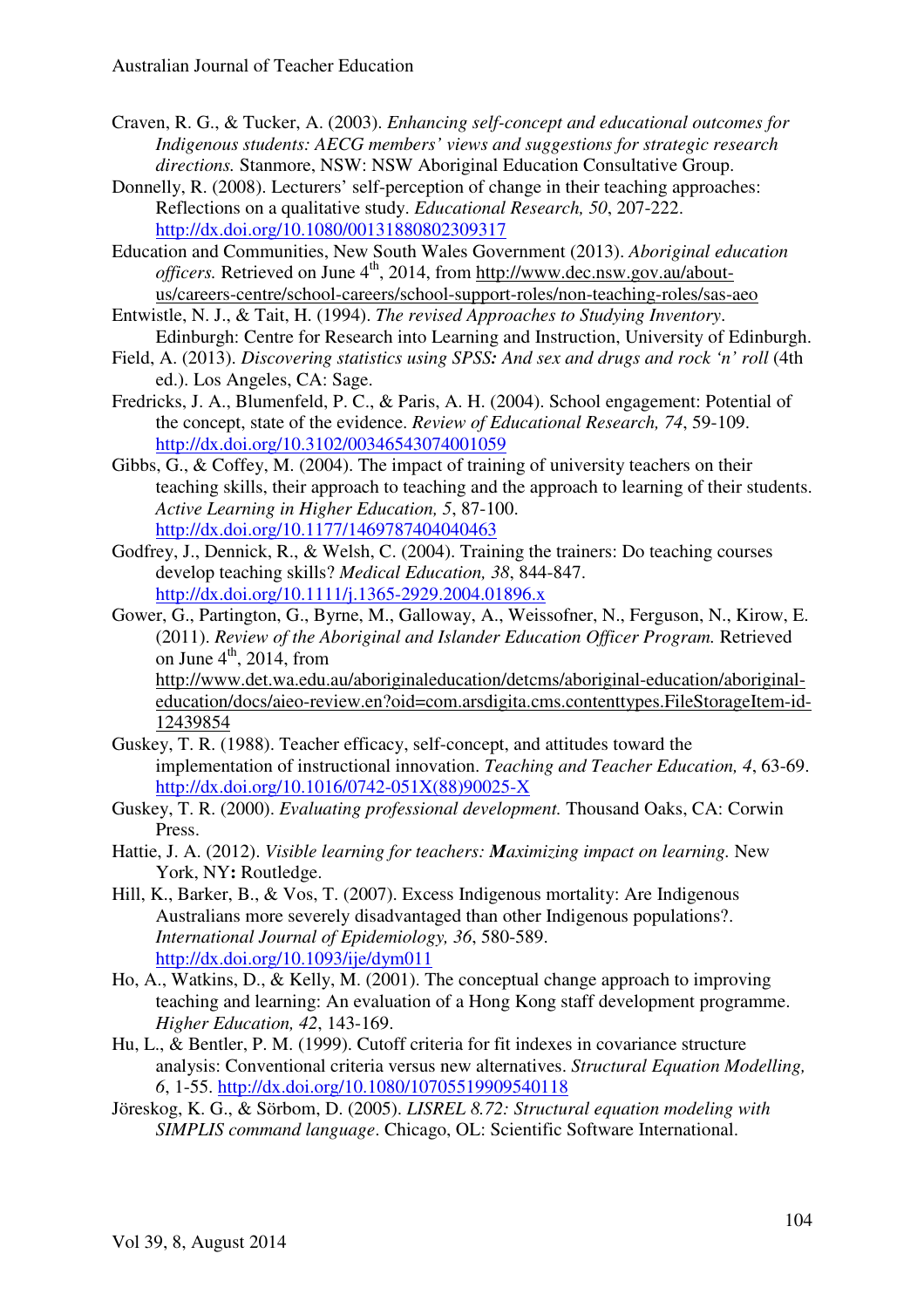Craven, R. G., & Tucker, A. (2003). *Enhancing self-concept and educational outcomes for Indigenous students: AECG members' views and suggestions for strategic research directions.* Stanmore, NSW: NSW Aboriginal Education Consultative Group.

Donnelly, R. (2008). Lecturers' self-perception of change in their teaching approaches: Reflections on a qualitative study. *Educational Research, 50*, 207-222. http://dx.doi.org/10.1080/00131880802309317

Education and Communities, New South Wales Government (2013). *Aboriginal education officers.* Retrieved on June 4th, 2014, from http://www.dec.nsw.gov.au/about-us/careers-centre/school-careers/school-support-roles/non-teaching-roles/sas-aeo

Entwistle, N. J., & Tait, H. (1994). *The revised Approaches to Studying Inventory*. Edinburgh: Centre for Research into Learning and Instruction, University of Edinburgh.

Field, A. (2013). *Discovering statistics using SPSS: And sex and drugs and rock 'n' roll* (4th ed.). Los Angeles, CA: Sage.

Fredricks, J. A., Blumenfeld, P. C., & Paris, A. H. (2004). School engagement: Potential of the concept, state of the evidence. *Review of Educational Research, 74*, 59-109. http://dx.doi.org/10.3102/00346543074001059

Gibbs, G., & Coffey, M. (2004). The impact of training of university teachers on their teaching skills, their approach to teaching and the approach to learning of their students. *Active Learning in Higher Education, 5*, 87-100. http://dx.doi.org/10.1177/1469787404040463

Godfrey, J., Dennick, R., & Welsh, C. (2004). Training the trainers: Do teaching courses develop teaching skills? *Medical Education, 38*, 844-847. http://dx.doi.org/10.1111/j.1365-2929.2004.01896.x

Gower, G., Partington, G., Byrne, M., Galloway, A., Weissofner, N., Ferguson, N., Kirow, E. (2011). *Review of the Aboriginal and Islander Education Officer Program.* Retrieved on June 4th, 2014, from http://www.det.wa.edu.au/aboriginaleducation/detcms/aboriginal-education/aboriginal-education/docs/aieo-review.en?oid=com.arsdigita.cms.contenttypes.FileStorageItem-id-12439854

Guskey, T. R. (1988). Teacher efficacy, self-concept, and attitudes toward the implementation of instructional innovation. *Teaching and Teacher Education, 4*, 63-69. http://dx.doi.org/10.1016/0742-051X(88)90025-X

Guskey, T. R. (2000). *Evaluating professional development.* Thousand Oaks, CA: Corwin Press.

Hattie, J. A. (2012). *Visible learning for teachers: **M**aximizing impact on learning.* New York, NY**:** Routledge.

Hill, K., Barker, B., & Vos, T. (2007). Excess Indigenous mortality: Are Indigenous Australians more severely disadvantaged than other Indigenous populations?. *International Journal of Epidemiology, 36*, 580-589. http://dx.doi.org/10.1093/ije/dym011

Ho, A., Watkins, D., & Kelly, M. (2001). The conceptual change approach to improving teaching and learning: An evaluation of a Hong Kong staff development programme. *Higher Education, 42*, 143-169.

Hu, L., & Bentler, P. M. (1999). Cutoff criteria for fit indexes in covariance structure analysis: Conventional criteria versus new alternatives. *Structural Equation Modelling, 6*, 1-55. http://dx.doi.org/10.1080/10705519909540118

Jöreskog, K. G., & Sörbom, D. (2005). *LISREL 8.72: Structural equation modeling with SIMPLIS command language*. Chicago, OL: Scientific Software International.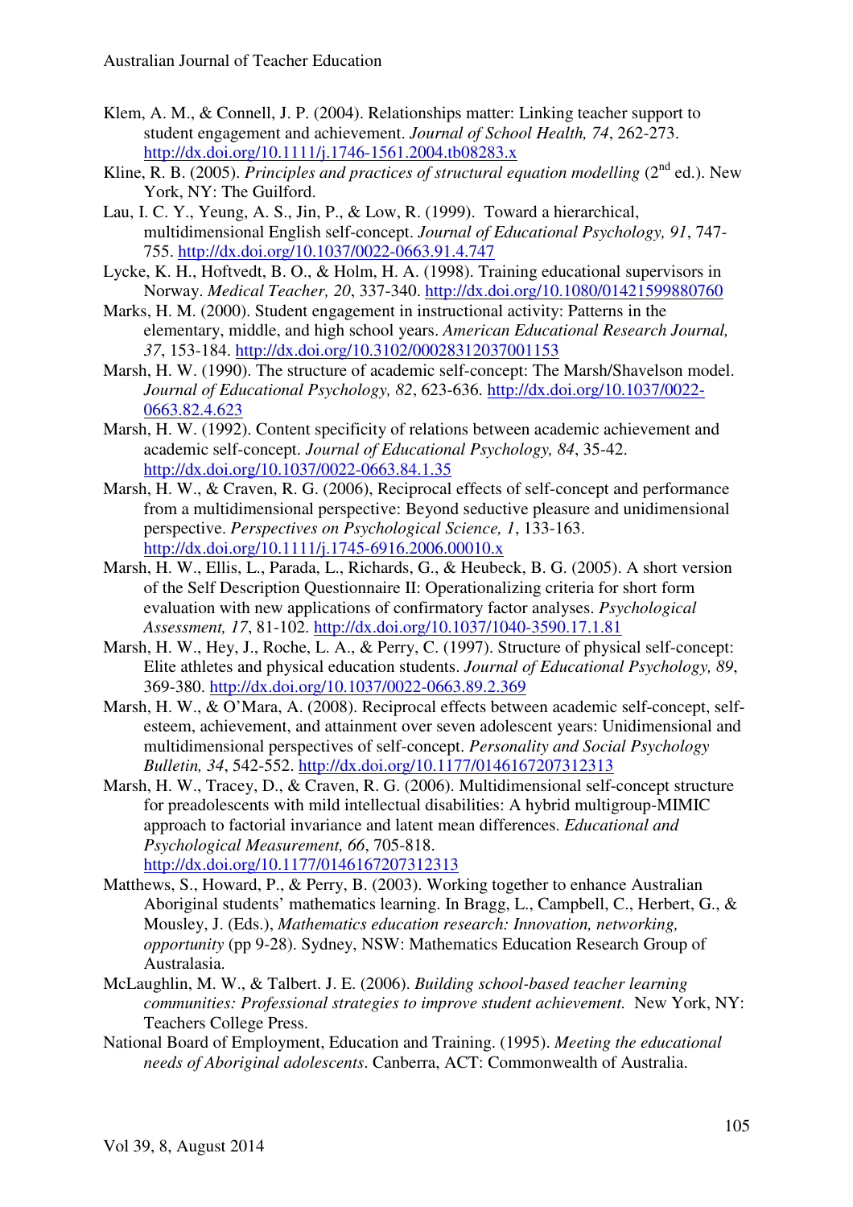Klem, A. M., & Connell, J. P. (2004). Relationships matter: Linking teacher support to student engagement and achievement. *Journal of School Health, 74*, 262-273. http://dx.doi.org/10.1111/j.1746-1561.2004.tb08283.x

Kline, R. B. (2005). *Principles and practices of structural equation modelling* (2nd ed.). New York, NY: The Guilford.

Lau, I. C. Y., Yeung, A. S., Jin, P., & Low, R. (1999). Toward a hierarchical, multidimensional English self-concept. *Journal of Educational Psychology, 91*, 747-755. http://dx.doi.org/10.1037/0022-0663.91.4.747

Lycke, K. H., Hoftvedt, B. O., & Holm, H. A. (1998). Training educational supervisors in Norway. *Medical Teacher, 20*, 337-340. http://dx.doi.org/10.1080/01421599880760

Marks, H. M. (2000). Student engagement in instructional activity: Patterns in the elementary, middle, and high school years. *American Educational Research Journal, 37*, 153-184. http://dx.doi.org/10.3102/00028312037001153

Marsh, H. W. (1990). The structure of academic self-concept: The Marsh/Shavelson model. *Journal of Educational Psychology, 82*, 623-636. http://dx.doi.org/10.1037/0022-0663.82.4.623

Marsh, H. W. (1992). Content specificity of relations between academic achievement and academic self-concept. *Journal of Educational Psychology, 84*, 35-42. http://dx.doi.org/10.1037/0022-0663.84.1.35

Marsh, H. W., & Craven, R. G. (2006), Reciprocal effects of self-concept and performance from a multidimensional perspective: Beyond seductive pleasure and unidimensional perspective. *Perspectives on Psychological Science, 1*, 133-163. http://dx.doi.org/10.1111/j.1745-6916.2006.00010.x

Marsh, H. W., Ellis, L., Parada, L., Richards, G., & Heubeck, B. G. (2005). A short version of the Self Description Questionnaire II: Operationalizing criteria for short form evaluation with new applications of confirmatory factor analyses. *Psychological Assessment, 17*, 81-102. http://dx.doi.org/10.1037/1040-3590.17.1.81

Marsh, H. W., Hey, J., Roche, L. A., & Perry, C. (1997). Structure of physical self-concept: Elite athletes and physical education students. *Journal of Educational Psychology, 89*, 369-380. http://dx.doi.org/10.1037/0022-0663.89.2.369

Marsh, H. W., & O'Mara, A. (2008). Reciprocal effects between academic self-concept, self-esteem, achievement, and attainment over seven adolescent years: Unidimensional and multidimensional perspectives of self-concept. *Personality and Social Psychology Bulletin, 34*, 542-552. http://dx.doi.org/10.1177/0146167207312313

Marsh, H. W., Tracey, D., & Craven, R. G. (2006). Multidimensional self-concept structure for preadolescents with mild intellectual disabilities: A hybrid multigroup-MIMIC approach to factorial invariance and latent mean differences. *Educational and Psychological Measurement, 66*, 705-818. http://dx.doi.org/10.1177/0146167207312313

Matthews, S., Howard, P., & Perry, B. (2003). Working together to enhance Australian Aboriginal students' mathematics learning. In Bragg, L., Campbell, C., Herbert, G., & Mousley, J. (Eds.), *Mathematics education research: Innovation, networking, opportunity* (pp 9-28). Sydney, NSW: Mathematics Education Research Group of Australasia.

McLaughlin, M. W., & Talbert. J. E. (2006). *Building school-based teacher learning communities: Professional strategies to improve student achievement.* New York, NY: Teachers College Press.

National Board of Employment, Education and Training. (1995). *Meeting the educational needs of Aboriginal adolescents*. Canberra, ACT: Commonwealth of Australia.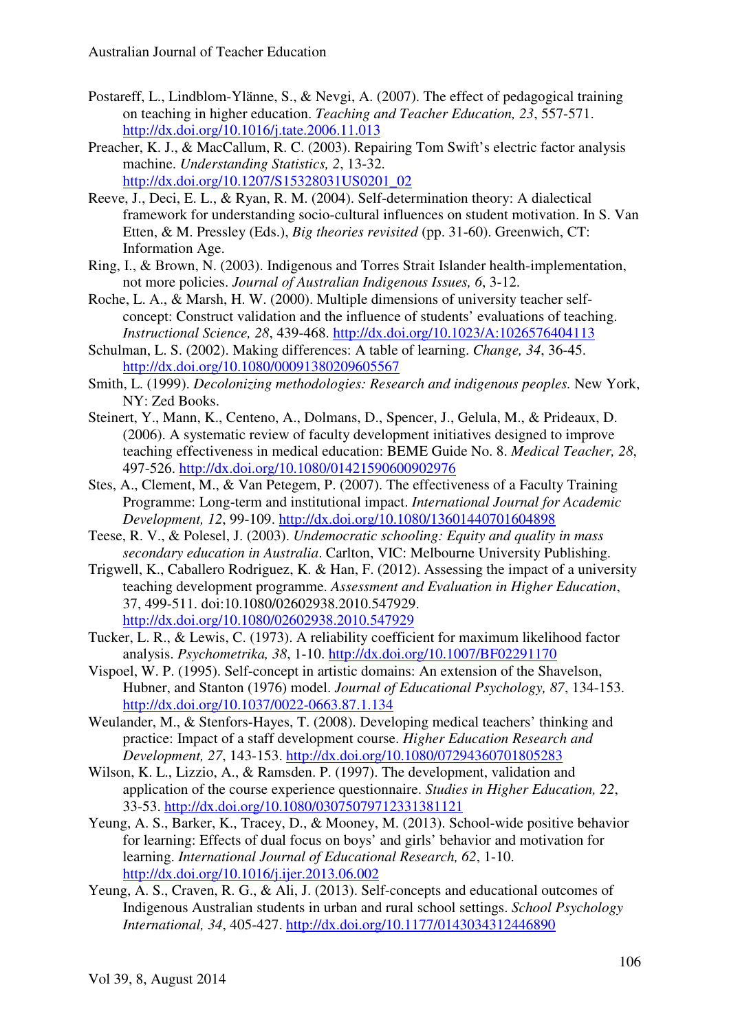Postareff, L., Lindblom-Ylänne, S., & Nevgi, A. (2007). The effect of pedagogical training on teaching in higher education. *Teaching and Teacher Education, 23*, 557-571. http://dx.doi.org/10.1016/j.tate.2006.11.013

Preacher, K. J., & MacCallum, R. C. (2003). Repairing Tom Swift's electric factor analysis machine. *Understanding Statistics, 2*, 13-32. http://dx.doi.org/10.1207/S15328031US0201_02

Reeve, J., Deci, E. L., & Ryan, R. M. (2004). Self-determination theory: A dialectical framework for understanding socio-cultural influences on student motivation. In S. Van Etten, & M. Pressley (Eds.), *Big theories revisited* (pp. 31-60). Greenwich, CT: Information Age.

Ring, I., & Brown, N. (2003). Indigenous and Torres Strait Islander health-implementation, not more policies. *Journal of Australian Indigenous Issues, 6*, 3-12.

Roche, L. A., & Marsh, H. W. (2000). Multiple dimensions of university teacher self-concept: Construct validation and the influence of students' evaluations of teaching. *Instructional Science, 28*, 439-468. http://dx.doi.org/10.1023/A:1026576404113

Schulman, L. S. (2002). Making differences: A table of learning. *Change, 34*, 36-45. http://dx.doi.org/10.1080/00091380209605567

Smith, L. (1999). *Decolonizing methodologies: Research and indigenous peoples.* New York, NY: Zed Books.

Steinert, Y., Mann, K., Centeno, A., Dolmans, D., Spencer, J., Gelula, M., & Prideaux, D. (2006). A systematic review of faculty development initiatives designed to improve teaching effectiveness in medical education: BEME Guide No. 8. *Medical Teacher, 28*, 497-526. http://dx.doi.org/10.1080/01421590600902976

Stes, A., Clement, M., & Van Petegem, P. (2007). The effectiveness of a Faculty Training Programme: Long-term and institutional impact. *International Journal for Academic Development, 12*, 99-109. http://dx.doi.org/10.1080/13601440701604898

Teese, R. V., & Polesel, J. (2003). *Undemocratic schooling: Equity and quality in mass secondary education in Australia*. Carlton, VIC: Melbourne University Publishing.

Trigwell, K., Caballero Rodriguez, K. & Han, F. (2012). Assessing the impact of a university teaching development programme. *Assessment and Evaluation in Higher Education*, 37, 499-511. doi:10.1080/02602938.2010.547929. http://dx.doi.org/10.1080/02602938.2010.547929

Tucker, L. R., & Lewis, C. (1973). A reliability coefficient for maximum likelihood factor analysis. *Psychometrika, 38*, 1-10. http://dx.doi.org/10.1007/BF02291170

Vispoel, W. P. (1995). Self-concept in artistic domains: An extension of the Shavelson, Hubner, and Stanton (1976) model. *Journal of Educational Psychology, 87*, 134-153. http://dx.doi.org/10.1037/0022-0663.87.1.134

Weulander, M., & Stenfors-Hayes, T. (2008). Developing medical teachers' thinking and practice: Impact of a staff development course. *Higher Education Research and Development, 27*, 143-153. http://dx.doi.org/10.1080/07294360701805283

Wilson, K. L., Lizzio, A., & Ramsden. P. (1997). The development, validation and application of the course experience questionnaire. *Studies in Higher Education, 22*, 33-53. http://dx.doi.org/10.1080/03075079712331381121

Yeung, A. S., Barker, K., Tracey, D., & Mooney, M. (2013). School-wide positive behavior for learning: Effects of dual focus on boys' and girls' behavior and motivation for learning. *International Journal of Educational Research, 62*, 1-10. http://dx.doi.org/10.1016/j.ijer.2013.06.002

Yeung, A. S., Craven, R. G., & Ali, J. (2013). Self-concepts and educational outcomes of Indigenous Australian students in urban and rural school settings. *School Psychology International, 34*, 405-427. http://dx.doi.org/10.1177/0143034312446890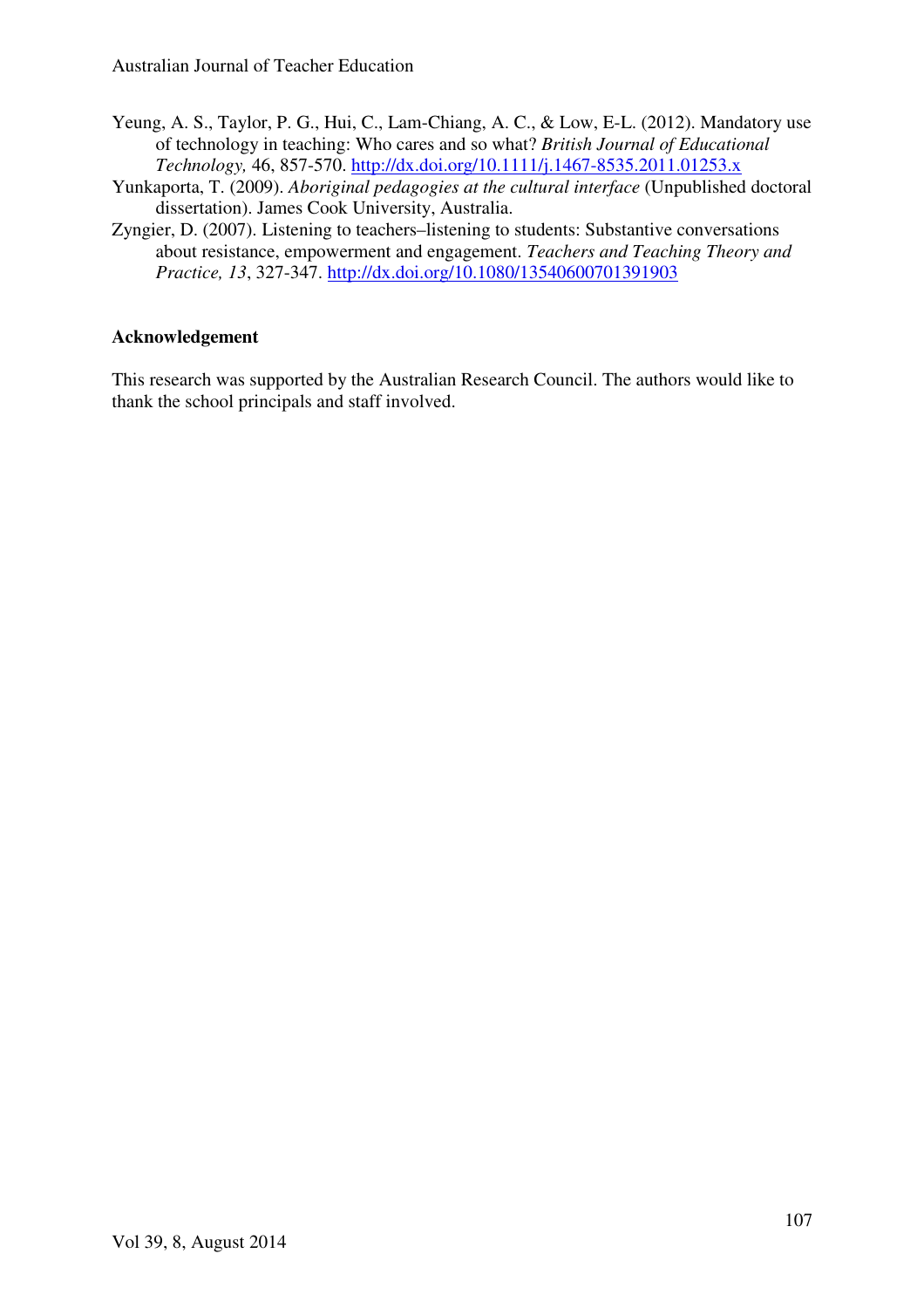Yeung, A. S., Taylor, P. G., Hui, C., Lam-Chiang, A. C., & Low, E-L. (2012). Mandatory use of technology in teaching: Who cares and so what? *British Journal of Educational Technology,* 46, 857-570. http://dx.doi.org/10.1111/j.1467-8535.2011.01253.x

Yunkaporta, T. (2009). *Aboriginal pedagogies at the cultural interface* (Unpublished doctoral dissertation). James Cook University, Australia.

Zyngier, D. (2007). Listening to teachers–listening to students: Substantive conversations about resistance, empowerment and engagement. *Teachers and Teaching Theory and Practice, 13*, 327-347. http://dx.doi.org/10.1080/13540600701391903

**Acknowledgement**

This research was supported by the Australian Research Council. The authors would like to thank the school principals and staff involved.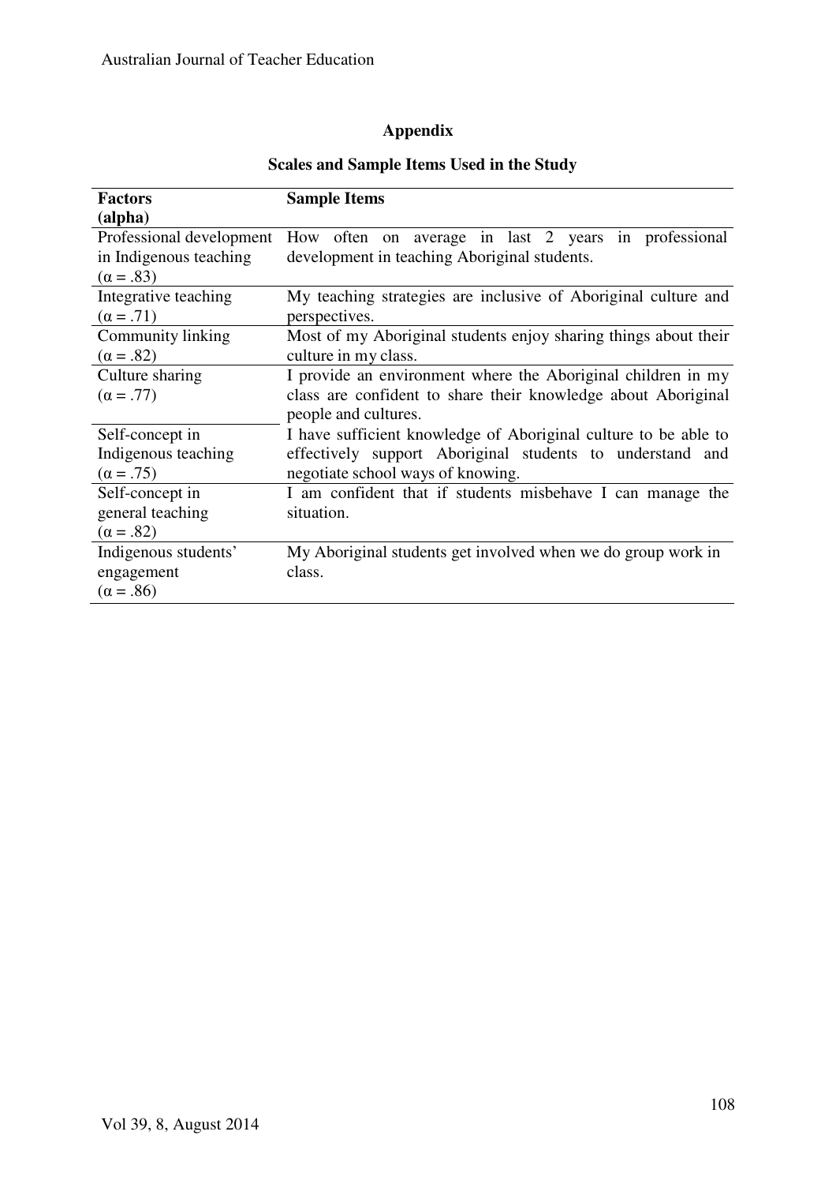## Appendix

### Scales and Sample Items Used in the Study

| Factors (alpha) | Sample Items |
|---|---|
| Professional development in Indigenous teaching (α = .83) | How often on average in last 2 years in professional development in teaching Aboriginal students. |
| Integrative teaching (α = .71) | My teaching strategies are inclusive of Aboriginal culture and perspectives. |
| Community linking (α = .82) | Most of my Aboriginal students enjoy sharing things about their culture in my class. |
| Culture sharing (α = .77) | I provide an environment where the Aboriginal children in my class are confident to share their knowledge about Aboriginal people and cultures. |
| Self-concept in Indigenous teaching (α = .75) | I have sufficient knowledge of Aboriginal culture to be able to effectively support Aboriginal students to understand and negotiate school ways of knowing. |
| Self-concept in general teaching (α = .82) | I am confident that if students misbehave I can manage the situation. |
| Indigenous students' engagement (α = .86) | My Aboriginal students get involved when we do group work in class. |